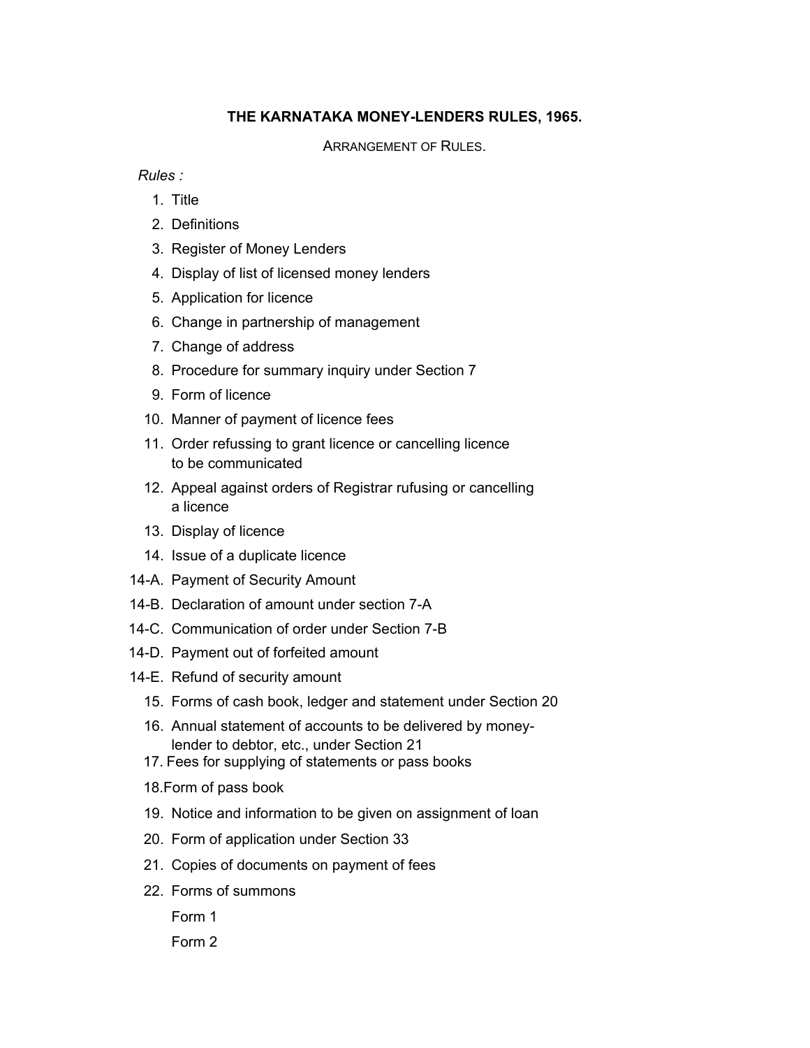# THE KARNATAKA MONEY-LENDERS RULES, 1965.

ARRANGEMENT OF RULES.

*Rules :*

1. Title
2. Definitions
3. Register of Money Lenders
4. Display of list of licensed money lenders
5. Application for licence
6. Change in partnership of management
7. Change of address
8. Procedure for summary inquiry under Section 7
9. Form of licence
10. Manner of payment of licence fees
11. Order refussing to grant licence or cancelling licence to be communicated
12. Appeal against orders of Registrar rufusing or cancelling a licence
13. Display of licence
14. Issue of a duplicate licence

14-A. Payment of Security Amount

14-B. Declaration of amount under section 7-A

14-C. Communication of order under Section 7-B

14-D. Payment out of forfeited amount

14-E. Refund of security amount

15. Forms of cash book, ledger and statement under Section 20
16. Annual statement of accounts to be delivered by money-lender to debtor, etc., under Section 21
17. Fees for supplying of statements or pass books
18. Form of pass book
19. Notice and information to be given on assignment of loan
20. Form of application under Section 33
21. Copies of documents on payment of fees
22. Forms of summons

Form 1

Form 2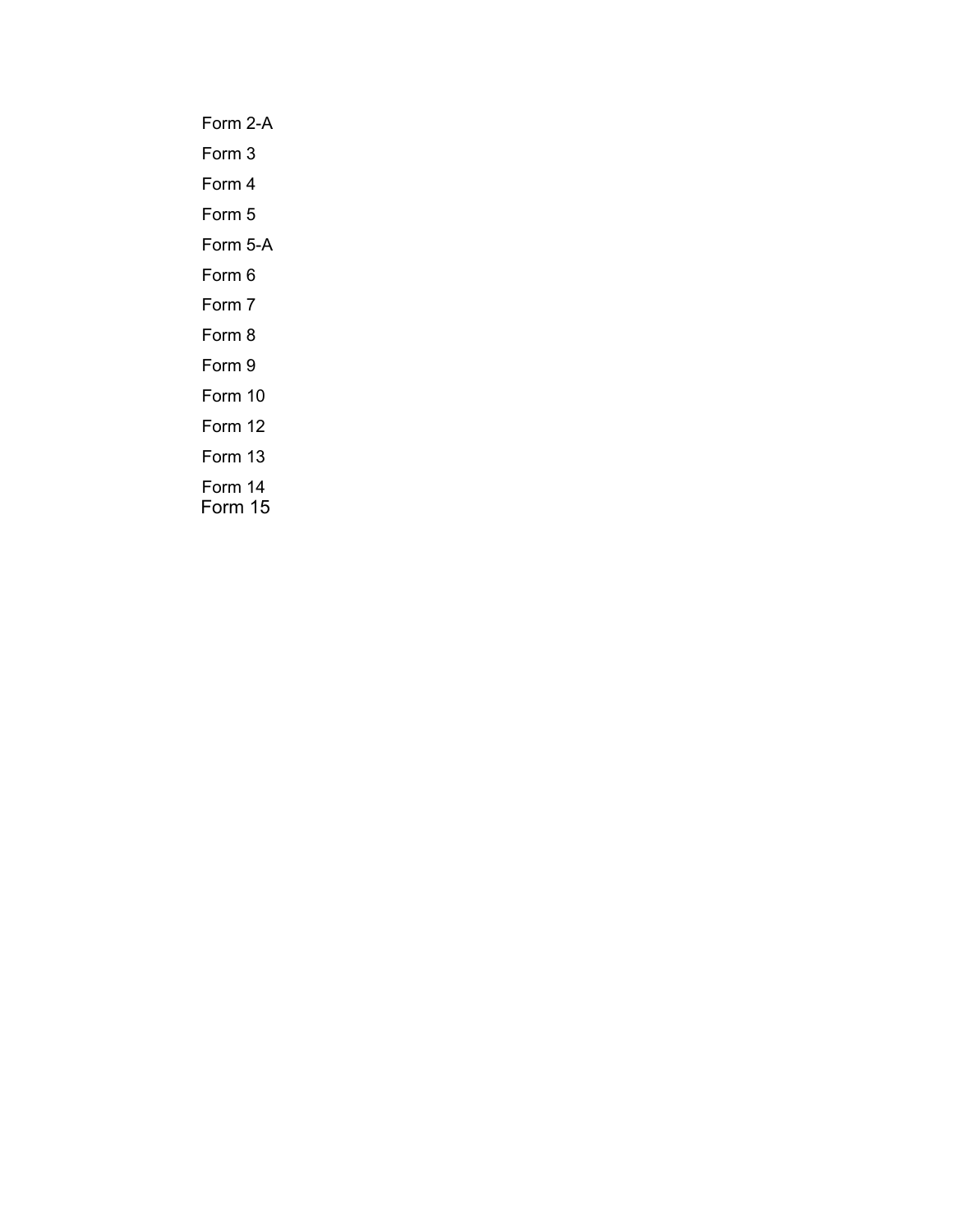Form 2-A

Form 3

Form 4

Form 5

Form 5-A

Form 6

Form 7

Form 8

Form 9

Form 10

Form 12

Form 13

Form 14

Form 15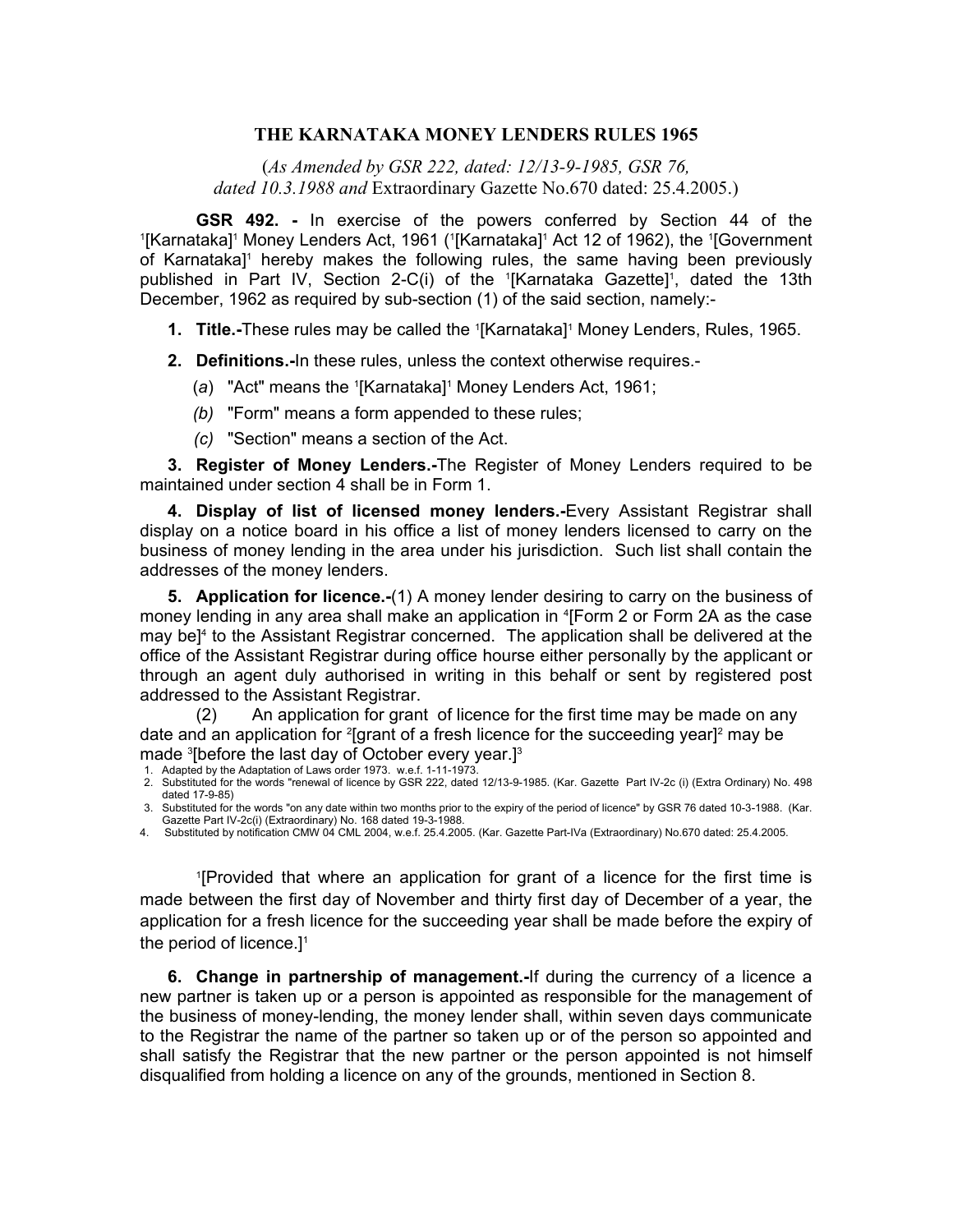# THE KARNATAKA MONEY LENDERS RULES 1965

(*As Amended by GSR 222, dated: 12/13-9-1985, GSR 76, dated 10.3.1988 and* Extraordinary Gazette No.670 dated: 25.4.2005.)

**GSR 492. -** In exercise of the powers conferred by Section 44 of the [1][Karnataka][1] Money Lenders Act, 1961 ([1][Karnataka][1] Act 12 of 1962), the [1][Government of Karnataka][1] hereby makes the following rules, the same having been previously published in Part IV, Section 2-C(i) of the [1][Karnataka Gazette][1], dated the 13th December, 1962 as required by sub-section (1) of the said section, namely:-

1. **Title.-**These rules may be called the [1][Karnataka][1] Money Lenders, Rules, 1965.

2. **Definitions.-**In these rules, unless the context otherwise requires.-
   - (*a*) "Act" means the [1][Karnataka][1] Money Lenders Act, 1961;
   - *(b)* "Form" means a form appended to these rules;
   - *(c)* "Section" means a section of the Act.

**3. Register of Money Lenders.-**The Register of Money Lenders required to be maintained under section 4 shall be in Form 1.

**4. Display of list of licensed money lenders.-**Every Assistant Registrar shall display on a notice board in his office a list of money lenders licensed to carry on the business of money lending in the area under his jurisdiction. Such list shall contain the addresses of the money lenders.

**5. Application for licence.-**(1) A money lender desiring to carry on the business of money lending in any area shall make an application in [4][Form 2 or Form 2A as the case may be][4] to the Assistant Registrar concerned. The application shall be delivered at the office of the Assistant Registrar during office hourse either personally by the applicant or through an agent duly authorised in writing in this behalf or sent by registered post addressed to the Assistant Registrar.

(2) An application for grant of licence for the first time may be made on any date and an application for [2][grant of a fresh licence for the succeeding year][2] may be made [3][before the last day of October every year.][3]

1. Adapted by the Adaptation of Laws order 1973. w.e.f. 1-11-1973.
2. Substituted for the words "renewal of licence by GSR 222, dated 12/13-9-1985. (Kar. Gazette Part IV-2c (i) (Extra Ordinary) No. 498 dated 17-9-85)
3. Substituted for the words "on any date within two months prior to the expiry of the period of licence" by GSR 76 dated 10-3-1988. (Kar. Gazette Part IV-2c(i) (Extraordinary) No. 168 dated 19-3-1988.
4. Substituted by notification CMW 04 CML 2004, w.e.f. 25.4.2005. (Kar. Gazette Part-IVa (Extraordinary) No.670 dated: 25.4.2005.

[1][Provided that where an application for grant of a licence for the first time is made between the first day of November and thirty first day of December of a year, the application for a fresh licence for the succeeding year shall be made before the expiry of the period of licence.][1]

**6. Change in partnership of management.-**If during the currency of a licence a new partner is taken up or a person is appointed as responsible for the management of the business of money-lending, the money lender shall, within seven days communicate to the Registrar the name of the partner so taken up or of the person so appointed and shall satisfy the Registrar that the new partner or the person appointed is not himself disqualified from holding a licence on any of the grounds, mentioned in Section 8.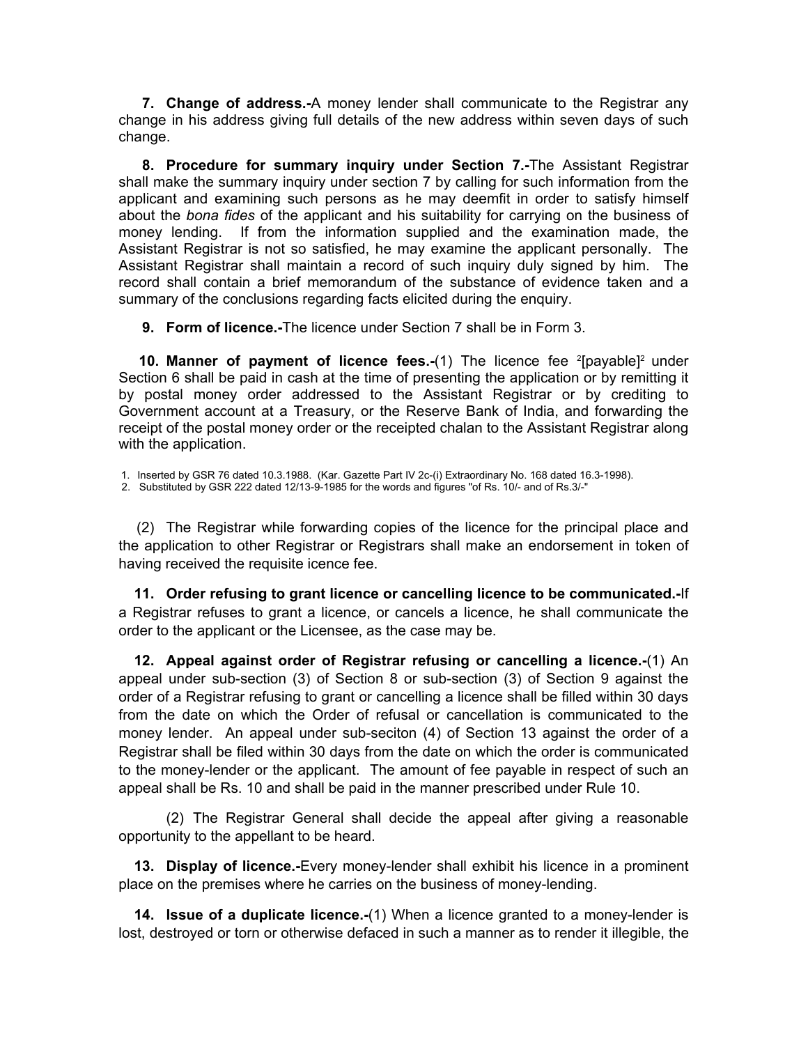**7. Change of address.-**A money lender shall communicate to the Registrar any change in his address giving full details of the new address within seven days of such change.

**8. Procedure for summary inquiry under Section 7.-**The Assistant Registrar shall make the summary inquiry under section 7 by calling for such information from the applicant and examining such persons as he may deemfit in order to satisfy himself about the *bona fides* of the applicant and his suitability for carrying on the business of money lending. If from the information supplied and the examination made, the Assistant Registrar is not so satisfied, he may examine the applicant personally. The Assistant Registrar shall maintain a record of such inquiry duly signed by him. The record shall contain a brief memorandum of the substance of evidence taken and a summary of the conclusions regarding facts elicited during the enquiry.

**9. Form of licence.-**The licence under Section 7 shall be in Form 3.

**10. Manner of payment of licence fees.-**(1) The licence fee [2][payable][2] under Section 6 shall be paid in cash at the time of presenting the application or by remitting it by postal money order addressed to the Assistant Registrar or by crediting to Government account at a Treasury, or the Reserve Bank of India, and forwarding the receipt of the postal money order or the receipted chalan to the Assistant Registrar along with the application.

1. Inserted by GSR 76 dated 10.3.1988. (Kar. Gazette Part IV 2c-(i) Extraordinary No. 168 dated 16.3-1998).
2. Substituted by GSR 222 dated 12/13-9-1985 for the words and figures "of Rs. 10/- and of Rs.3/-"

(2) The Registrar while forwarding copies of the licence for the principal place and the application to other Registrar or Registrars shall make an endorsement in token of having received the requisite icence fee.

**11. Order refusing to grant licence or cancelling licence to be communicated.-**If a Registrar refuses to grant a licence, or cancels a licence, he shall communicate the order to the applicant or the Licensee, as the case may be.

**12. Appeal against order of Registrar refusing or cancelling a licence.-**(1) An appeal under sub-section (3) of Section 8 or sub-section (3) of Section 9 against the order of a Registrar refusing to grant or cancelling a licence shall be filled within 30 days from the date on which the Order of refusal or cancellation is communicated to the money lender. An appeal under sub-seciton (4) of Section 13 against the order of a Registrar shall be filed within 30 days from the date on which the order is communicated to the money-lender or the applicant. The amount of fee payable in respect of such an appeal shall be Rs. 10 and shall be paid in the manner prescribed under Rule 10.

(2) The Registrar General shall decide the appeal after giving a reasonable opportunity to the appellant to be heard.

**13. Display of licence.-**Every money-lender shall exhibit his licence in a prominent place on the premises where he carries on the business of money-lending.

**14. Issue of a duplicate licence.-**(1) When a licence granted to a money-lender is lost, destroyed or torn or otherwise defaced in such a manner as to render it illegible, the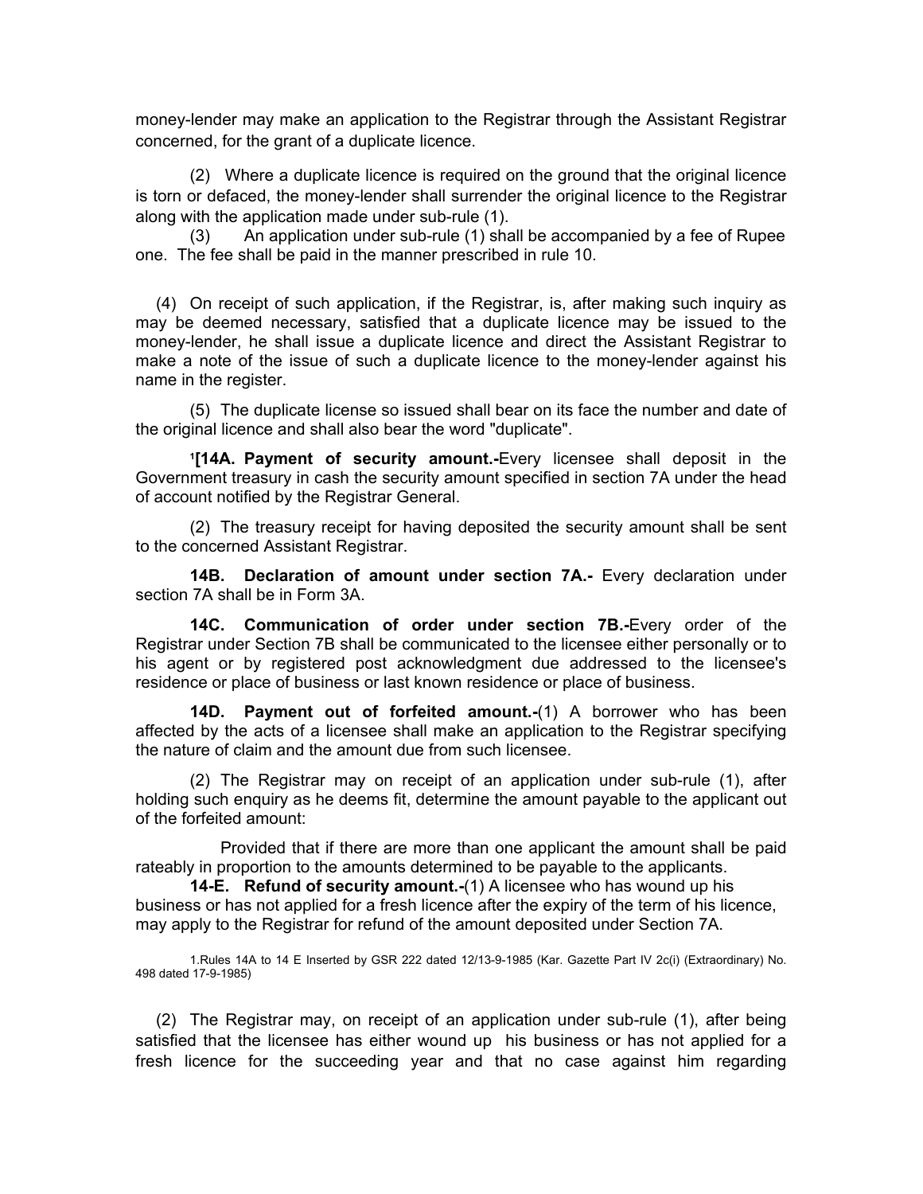money-lender may make an application to the Registrar through the Assistant Registrar concerned, for the grant of a duplicate licence.

(2) Where a duplicate licence is required on the ground that the original licence is torn or defaced, the money-lender shall surrender the original licence to the Registrar along with the application made under sub-rule (1).

(3) An application under sub-rule (1) shall be accompanied by a fee of Rupee one. The fee shall be paid in the manner prescribed in rule 10.

(4) On receipt of such application, if the Registrar, is, after making such inquiry as may be deemed necessary, satisfied that a duplicate licence may be issued to the money-lender, he shall issue a duplicate licence and direct the Assistant Registrar to make a note of the issue of such a duplicate licence to the money-lender against his name in the register.

(5) The duplicate license so issued shall bear on its face the number and date of the original licence and shall also bear the word "duplicate".

[1][**14A. Payment of security amount.-**Every licensee shall deposit in the Government treasury in cash the security amount specified in section 7A under the head of account notified by the Registrar General.

(2) The treasury receipt for having deposited the security amount shall be sent to the concerned Assistant Registrar.

**14B. Declaration of amount under section 7A.-** Every declaration under section 7A shall be in Form 3A.

**14C. Communication of order under section 7B.-**Every order of the Registrar under Section 7B shall be communicated to the licensee either personally or to his agent or by registered post acknowledgment due addressed to the licensee's residence or place of business or last known residence or place of business.

**14D. Payment out of forfeited amount.-**(1) A borrower who has been affected by the acts of a licensee shall make an application to the Registrar specifying the nature of claim and the amount due from such licensee.

(2) The Registrar may on receipt of an application under sub-rule (1), after holding such enquiry as he deems fit, determine the amount payable to the applicant out of the forfeited amount:

Provided that if there are more than one applicant the amount shall be paid rateably in proportion to the amounts determined to be payable to the applicants.

**14-E. Refund of security amount.-**(1) A licensee who has wound up his business or has not applied for a fresh licence after the expiry of the term of his licence, may apply to the Registrar for refund of the amount deposited under Section 7A.

1.Rules 14A to 14 E Inserted by GSR 222 dated 12/13-9-1985 (Kar. Gazette Part IV 2c(i) (Extraordinary) No. 498 dated 17-9-1985)

(2) The Registrar may, on receipt of an application under sub-rule (1), after being satisfied that the licensee has either wound up his business or has not applied for a fresh licence for the succeeding year and that no case against him regarding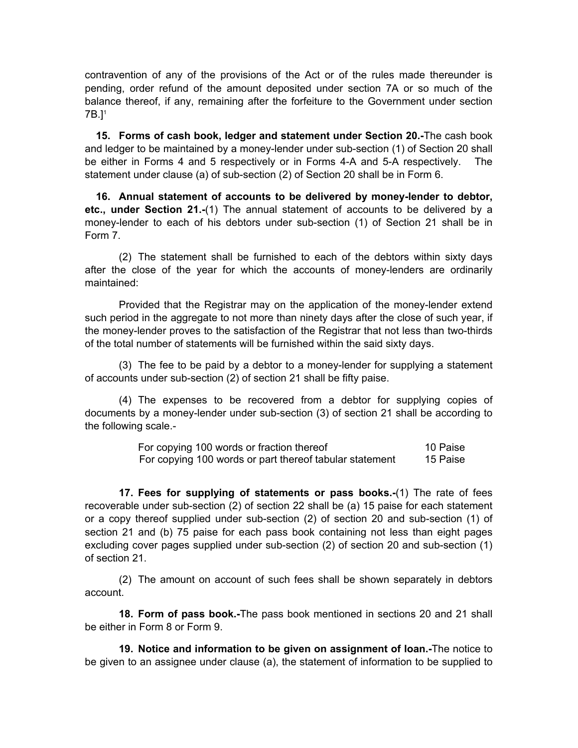contravention of any of the provisions of the Act or of the rules made thereunder is pending, order refund of the amount deposited under section 7A or so much of the balance thereof, if any, remaining after the forfeiture to the Government under section 7B.][1]

**15. Forms of cash book, ledger and statement under Section 20.-**The cash book and ledger to be maintained by a money-lender under sub-section (1) of Section 20 shall be either in Forms 4 and 5 respectively or in Forms 4-A and 5-A respectively. The statement under clause (a) of sub-section (2) of Section 20 shall be in Form 6.

**16. Annual statement of accounts to be delivered by money-lender to debtor, etc., under Section 21.-**(1) The annual statement of accounts to be delivered by a money-lender to each of his debtors under sub-section (1) of Section 21 shall be in Form 7.

(2) The statement shall be furnished to each of the debtors within sixty days after the close of the year for which the accounts of money-lenders are ordinarily maintained:

Provided that the Registrar may on the application of the money-lender extend such period in the aggregate to not more than ninety days after the close of such year, if the money-lender proves to the satisfaction of the Registrar that not less than two-thirds of the total number of statements will be furnished within the said sixty days.

(3) The fee to be paid by a debtor to a money-lender for supplying a statement of accounts under sub-section (2) of section 21 shall be fifty paise.

(4) The expenses to be recovered from a debtor for supplying copies of documents by a money-lender under sub-section (3) of section 21 shall be according to the following scale.-

| | |
|---|---|
| For copying 100 words or fraction thereof | 10 Paise |
| For copying 100 words or part thereof tabular statement | 15 Paise |

**17. Fees for supplying of statements or pass books.-**(1) The rate of fees recoverable under sub-section (2) of section 22 shall be (a) 15 paise for each statement or a copy thereof supplied under sub-section (2) of section 20 and sub-section (1) of section 21 and (b) 75 paise for each pass book containing not less than eight pages excluding cover pages supplied under sub-section (2) of section 20 and sub-section (1) of section 21.

(2) The amount on account of such fees shall be shown separately in debtors account.

**18. Form of pass book.-**The pass book mentioned in sections 20 and 21 shall be either in Form 8 or Form 9.

**19. Notice and information to be given on assignment of loan.-**The notice to be given to an assignee under clause (a), the statement of information to be supplied to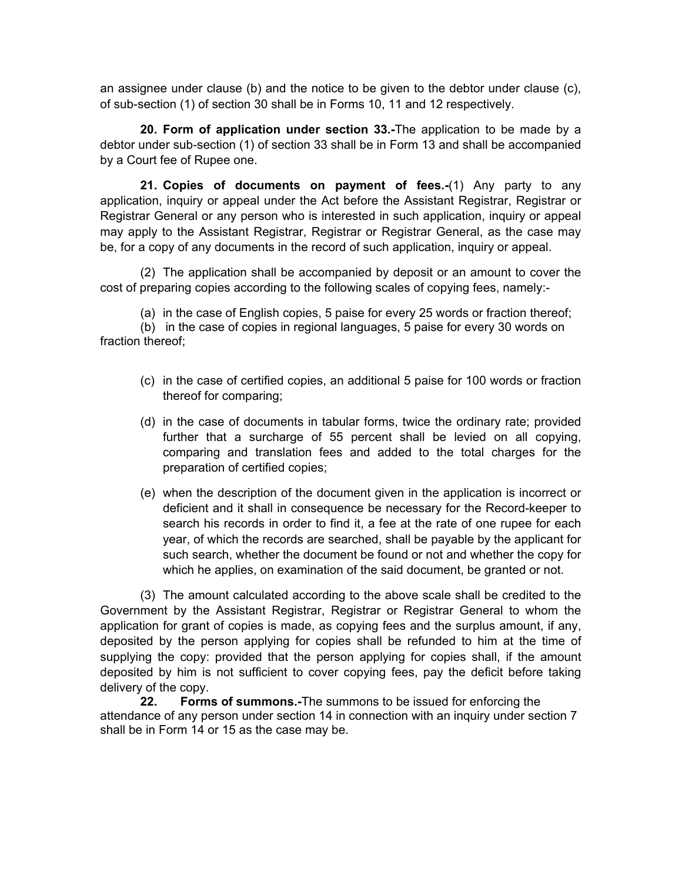an assignee under clause (b) and the notice to be given to the debtor under clause (c), of sub-section (1) of section 30 shall be in Forms 10, 11 and 12 respectively.

**20. Form of application under section 33.-**The application to be made by a debtor under sub-section (1) of section 33 shall be in Form 13 and shall be accompanied by a Court fee of Rupee one.

**21. Copies of documents on payment of fees.-**(1) Any party to any application, inquiry or appeal under the Act before the Assistant Registrar, Registrar or Registrar General or any person who is interested in such application, inquiry or appeal may apply to the Assistant Registrar, Registrar or Registrar General, as the case may be, for a copy of any documents in the record of such application, inquiry or appeal.

(2) The application shall be accompanied by deposit or an amount to cover the cost of preparing copies according to the following scales of copying fees, namely:-

(a) in the case of English copies, 5 paise for every 25 words or fraction thereof;

(b) in the case of copies in regional languages, 5 paise for every 30 words on fraction thereof;

(c) in the case of certified copies, an additional 5 paise for 100 words or fraction thereof for comparing;

(d) in the case of documents in tabular forms, twice the ordinary rate; provided further that a surcharge of 55 percent shall be levied on all copying, comparing and translation fees and added to the total charges for the preparation of certified copies;

(e) when the description of the document given in the application is incorrect or deficient and it shall in consequence be necessary for the Record-keeper to search his records in order to find it, a fee at the rate of one rupee for each year, of which the records are searched, shall be payable by the applicant for such search, whether the document be found or not and whether the copy for which he applies, on examination of the said document, be granted or not.

(3) The amount calculated according to the above scale shall be credited to the Government by the Assistant Registrar, Registrar or Registrar General to whom the application for grant of copies is made, as copying fees and the surplus amount, if any, deposited by the person applying for copies shall be refunded to him at the time of supplying the copy: provided that the person applying for copies shall, if the amount deposited by him is not sufficient to cover copying fees, pay the deficit before taking delivery of the copy.

**22. Forms of summons.-**The summons to be issued for enforcing the attendance of any person under section 14 in connection with an inquiry under section 7 shall be in Form 14 or 15 as the case may be.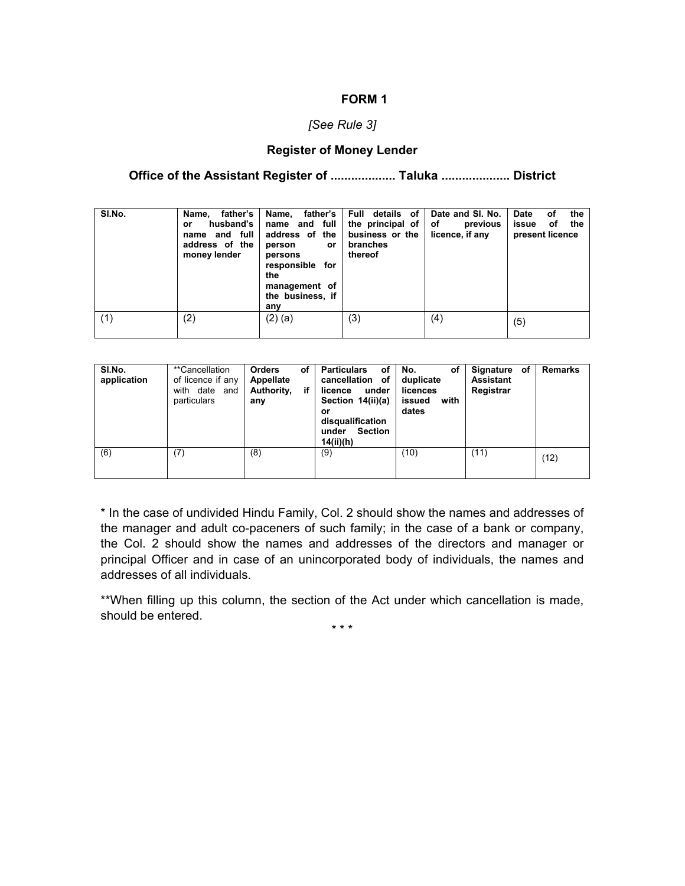# FORM 1

*[See Rule 3]*

## Register of Money Lender

### Office of the Assistant Register of .................. Taluka ................... District

| Sl.No. | Name, father's or husband's name and full address of the money lender | Name, father's name and full address of the person or persons responsible for the management of the business, if any | Full details of the principal of business or the branches thereof | Date and Sl. No. of previous licence, if any | Date of the issue of the present licence |
|---|---|---|---|---|---|
| (1) | (2) | (2) (a) | (3) | (4) | (5) |

| Sl.No. application | **Cancellation of licence if any with date and particulars | Orders of Appellate Authority, if any | Particulars of cancellation of licence under Section 14(ii)(a) or disqualification under Section 14(ii)(h) | No. of duplicate licences issued with dates | Signature of Assistant Registrar | Remarks |
|---|---|---|---|---|---|---|
| (6) | (7) | (8) | (9) | (10) | (11) | (12) |

* In the case of undivided Hindu Family, Col. 2 should show the names and addresses of the manager and adult co-paceners of such family; in the case of a bank or company, the Col. 2 should show the names and addresses of the directors and manager or principal Officer and in case of an unincorporated body of individuals, the names and addresses of all individuals.

**When filling up this column, the section of the Act under which cancellation is made, should be entered.

\* \* \*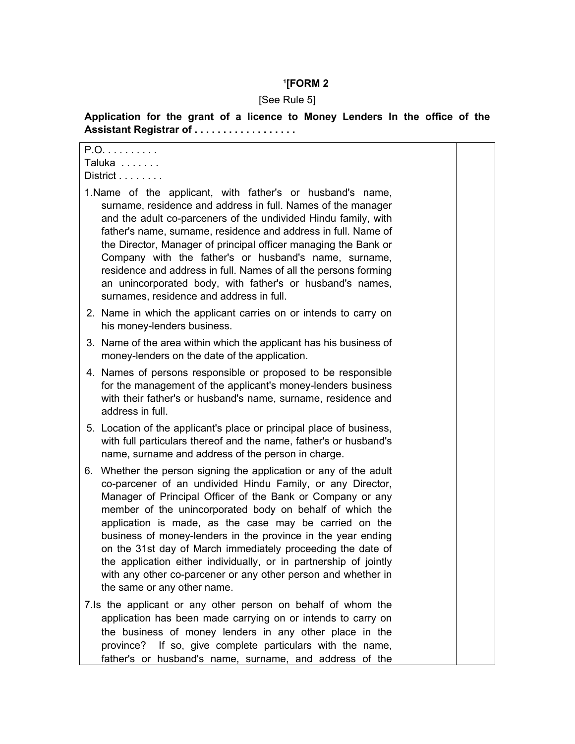[1][FORM 2

[See Rule 5]

**Application for the grant of a licence to Money Lenders In the office of the Assistant Registrar of . . . . . . . . . . . . . . . . . .**

| | |
|---|---|
| P.O. . . . . . . . . .<br>Taluka . . . . . . .<br>District . . . . . . . . | |
| 1.Name of the applicant, with father's or husband's name, surname, residence and address in full. Names of the manager and the adult co-parceners of the undivided Hindu family, with father's name, surname, residence and address in full. Name of the Director, Manager of principal officer managing the Bank or Company with the father's or husband's name, surname, residence and address in full. Names of all the persons forming an unincorporated body, with father's or husband's names, surnames, residence and address in full. | |
| 2. Name in which the applicant carries on or intends to carry on his money-lenders business. | |
| 3. Name of the area within which the applicant has his business of money-lenders on the date of the application. | |
| 4. Names of persons responsible or proposed to be responsible for the management of the applicant's money-lenders business with their father's or husband's name, surname, residence and address in full. | |
| 5. Location of the applicant's place or principal place of business, with full particulars thereof and the name, father's or husband's name, surname and address of the person in charge. | |
| 6. Whether the person signing the application or any of the adult co-parcener of an undivided Hindu Family, or any Director, Manager of Principal Officer of the Bank or Company or any member of the unincorporated body on behalf of which the application is made, as the case may be carried on the business of money-lenders in the province in the year ending on the 31st day of March immediately proceeding the date of the application either individually, or in partnership of jointly with any other co-parcener or any other person and whether in the same or any other name. | |
| 7.Is the applicant or any other person on behalf of whom the application has been made carrying on or intends to carry on the business of money lenders in any other place in the province? If so, give complete particulars with the name, father's or husband's name, surname, and address of the | |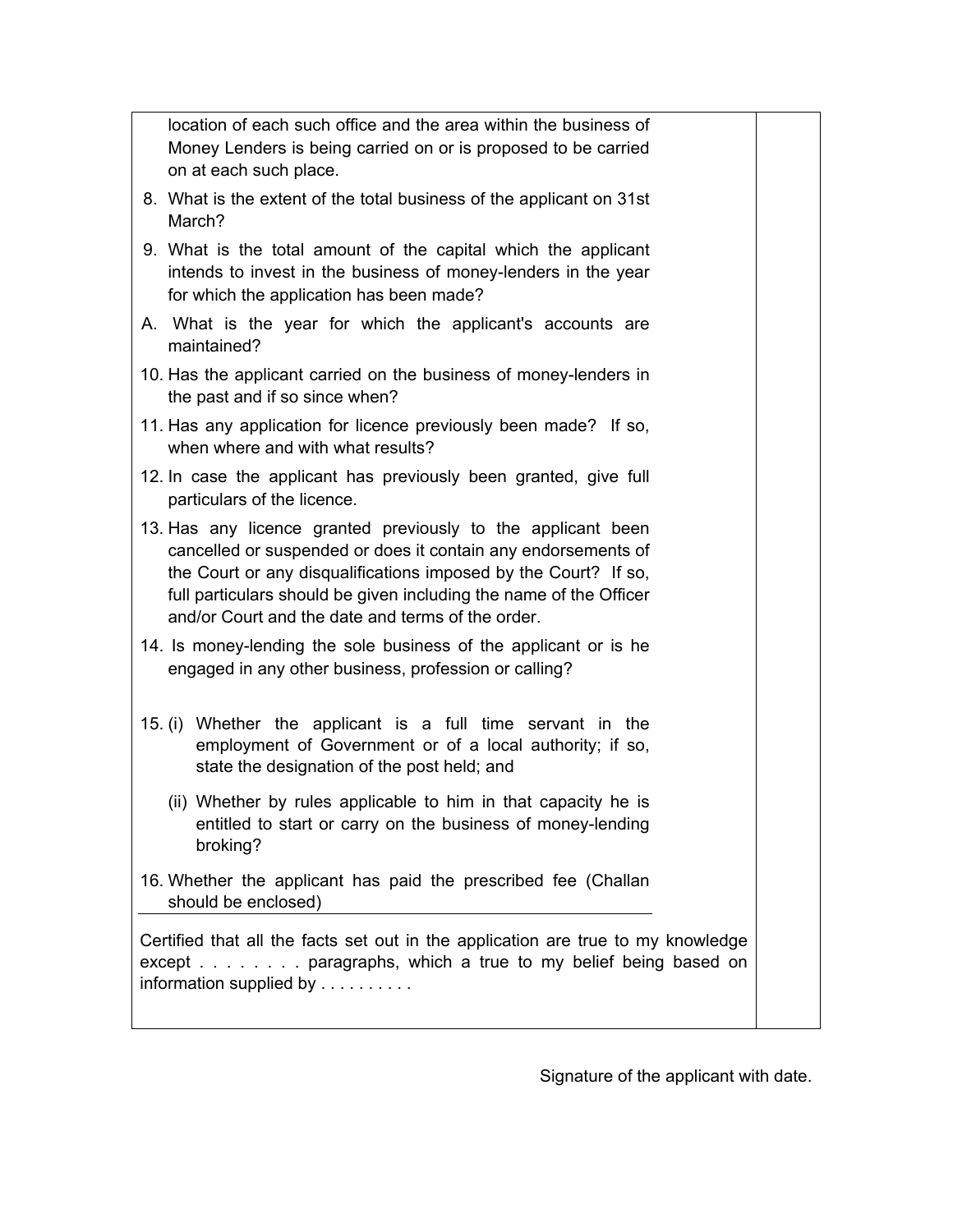| | |
|---|---|
| location of each such office and the area within the business of Money Lenders is being carried on or is proposed to be carried on at each such place. | |
| 8. What is the extent of the total business of the applicant on 31st March? | |
| 9. What is the total amount of the capital which the applicant intends to invest in the business of money-lenders in the year for which the application has been made? | |
| A. What is the year for which the applicant's accounts are maintained? | |
| 10. Has the applicant carried on the business of money-lenders in the past and if so since when? | |
| 11. Has any application for licence previously been made? If so, when where and with what results? | |
| 12. In case the applicant has previously been granted, give full particulars of the licence. | |
| 13. Has any licence granted previously to the applicant been cancelled or suspended or does it contain any endorsements of the Court or any disqualifications imposed by the Court? If so, full particulars should be given including the name of the Officer and/or Court and the date and terms of the order. | |
| 14. Is money-lending the sole business of the applicant or is he engaged in any other business, profession or calling? | |
| 15. (i) Whether the applicant is a full time servant in the employment of Government or of a local authority; if so, state the designation of the post held; and | |
| (ii) Whether by rules applicable to him in that capacity he is entitled to start or carry on the business of money-lending broking? | |
| 16. Whether the applicant has paid the prescribed fee (Challan should be enclosed) | |
| Certified that all the facts set out in the application are true to my knowledge except . . . . . . . . paragraphs, which a true to my belief being based on information supplied by . . . . . . . . . . | |

Signature of the applicant with date.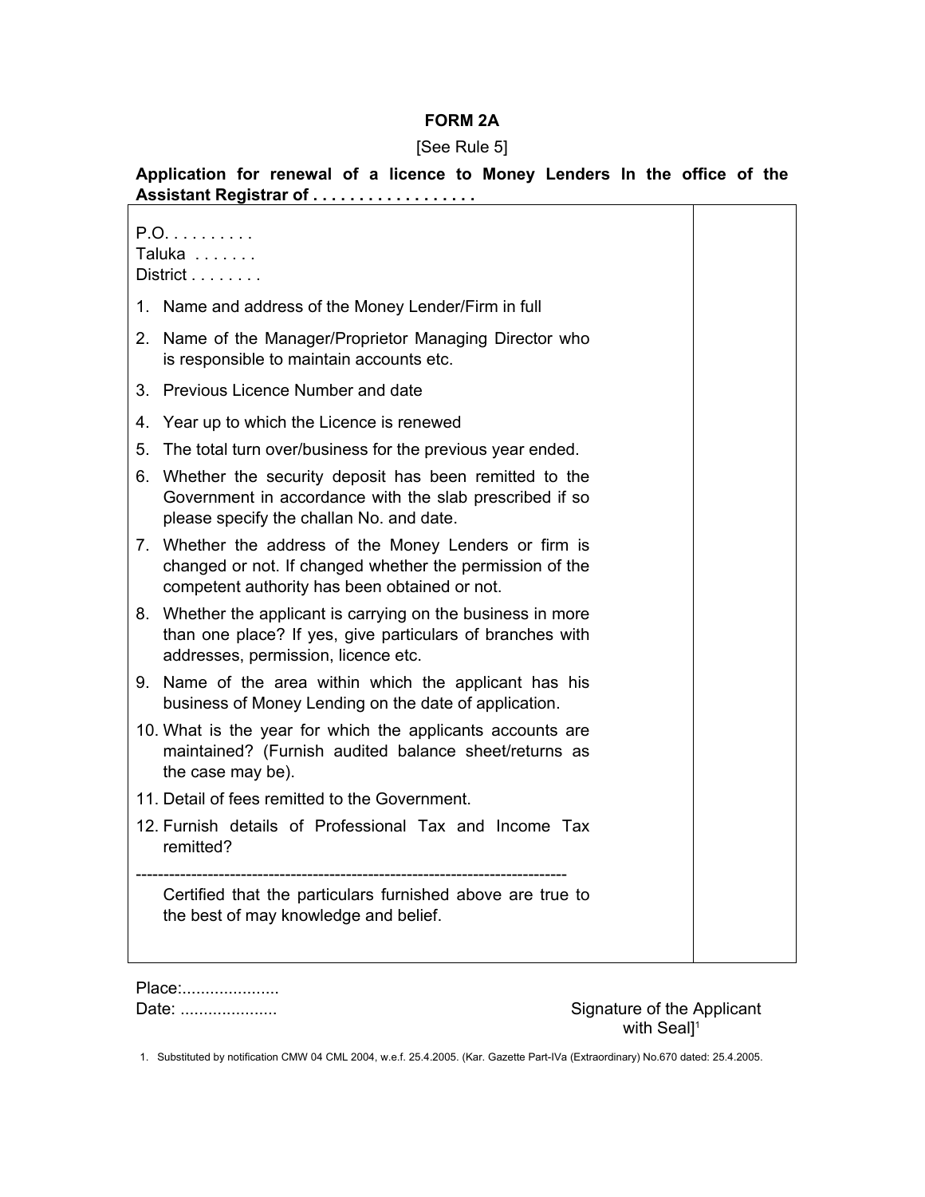**FORM 2A**

[See Rule 5]

**Application for renewal of a licence to Money Lenders In the office of the Assistant Registrar of . . . . . . . . . . . . . . . . . .**

P.O. . . . . . . . . .
Taluka . . . . . . .
District . . . . . . . .

1. Name and address of the Money Lender/Firm in full
2. Name of the Manager/Proprietor Managing Director who is responsible to maintain accounts etc.
3. Previous Licence Number and date
4. Year up to which the Licence is renewed
5. The total turn over/business for the previous year ended.
6. Whether the security deposit has been remitted to the Government in accordance with the slab prescribed if so please specify the challan No. and date.
7. Whether the address of the Money Lenders or firm is changed or not. If changed whether the permission of the competent authority has been obtained or not.
8. Whether the applicant is carrying on the business in more than one place? If yes, give particulars of branches with addresses, permission, licence etc.
9. Name of the area within which the applicant has his business of Money Lending on the date of application.
10. What is the year for which the applicants accounts are maintained? (Furnish audited balance sheet/returns as the case may be).
11. Detail of fees remitted to the Government.
12. Furnish details of Professional Tax and Income Tax remitted?

-------------------------------------------------------------------------------

Certified that the particulars furnished above are true to the best of may knowledge and belief.

Place:.....................

Date: .....................

Signature of the Applicant with Seal][1]

1. Substituted by notification CMW 04 CML 2004, w.e.f. 25.4.2005. (Kar. Gazette Part-IVa (Extraordinary) No.670 dated: 25.4.2005.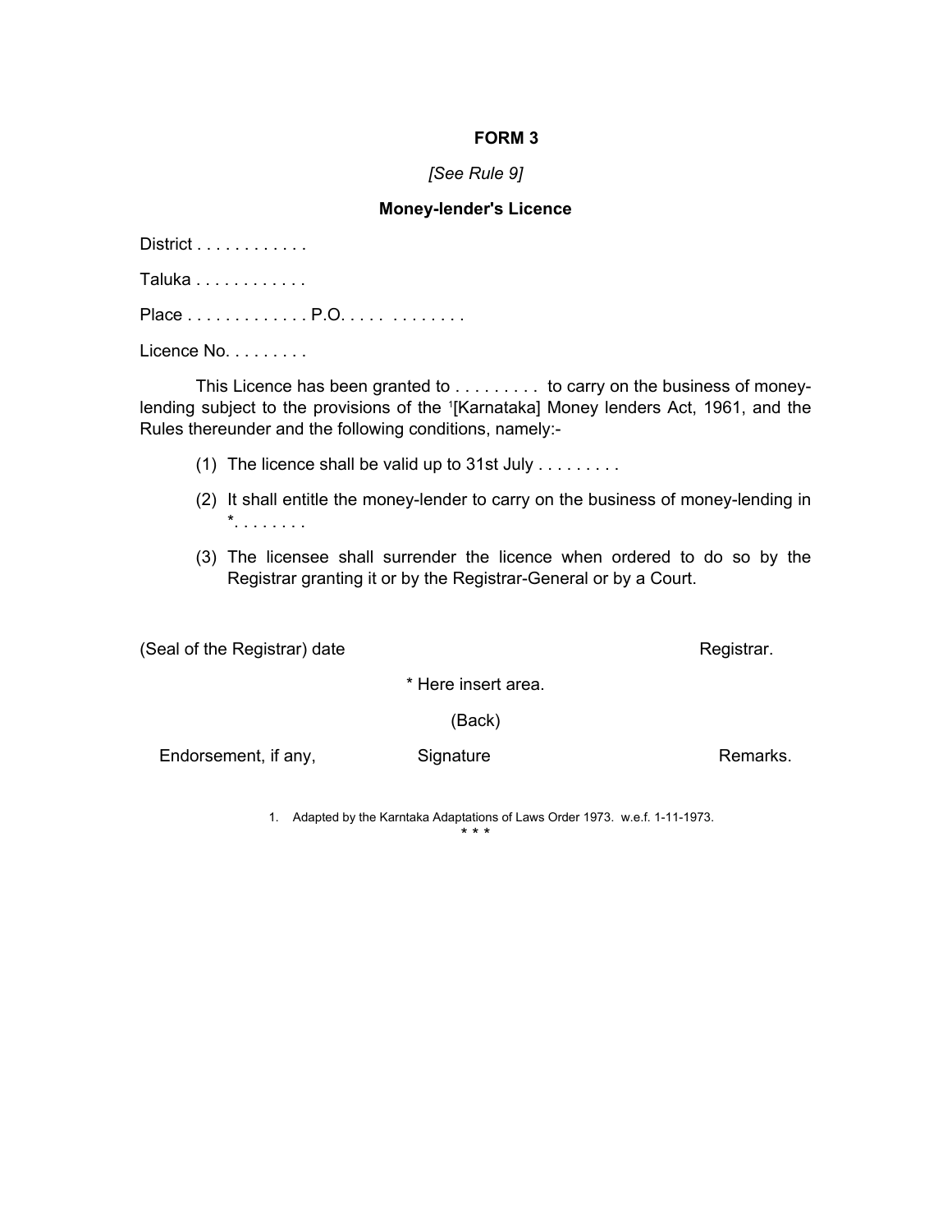## FORM 3

*[See Rule 9]*

### Money-lender's Licence

District . . . . . . . . . . . .

Taluka . . . . . . . . . . . .

Place . . . . . . . . . . . . . P.O. . . . . . . . . . . . .

Licence No. . . . . . . . . .

This Licence has been granted to . . . . . . . . . to carry on the business of money-lending subject to the provisions of the [1][Karnataka] Money lenders Act, 1961, and the Rules thereunder and the following conditions, namely:-

(1) The licence shall be valid up to 31st July . . . . . . . . .

(2) It shall entitle the money-lender to carry on the business of money-lending in *. . . . . . . .

(3) The licensee shall surrender the licence when ordered to do so by the Registrar granting it or by the Registrar-General or by a Court.

(Seal of the Registrar) date Registrar.

* Here insert area.

(Back)

Endorsement, if any, Signature Remarks.

1. Adapted by the Karntaka Adaptations of Laws Order 1973. w.e.f. 1-11-1973.

\* \* \*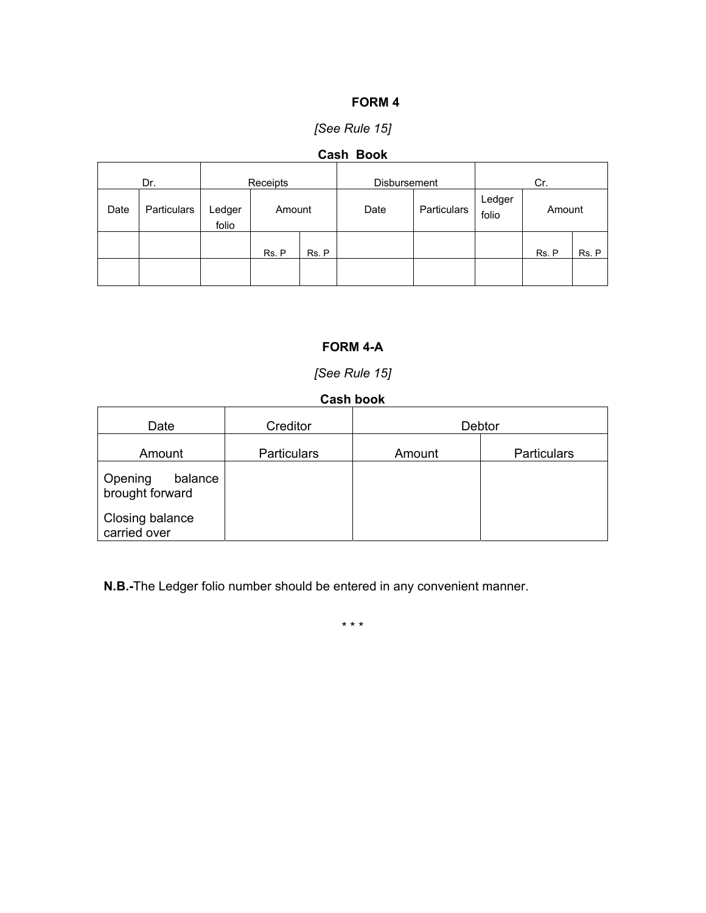**FORM 4**

*[See Rule 15]*

**Cash Book**

| Dr. | | Receipts | | | Disbursement | | Cr. | | |
|---|---|---|---|---|---|---|---|---|---|
| Date | Particulars | Ledger folio | Amount | | Date | Particulars | Ledger folio | Amount | |
| | | | Rs. P | Rs. P | | | | Rs. P | Rs. P |
| | | | | | | | | | |

**FORM 4-A**

*[See Rule 15]*

**Cash book**

| Date | Creditor | Debtor | |
|---|---|---|---|
| Amount | Particulars | Amount | Particulars |
| Opening balance brought forward<br><br>Closing balance carried over | | | |

**N.B.-**The Ledger folio number should be entered in any convenient manner.

\* \* \*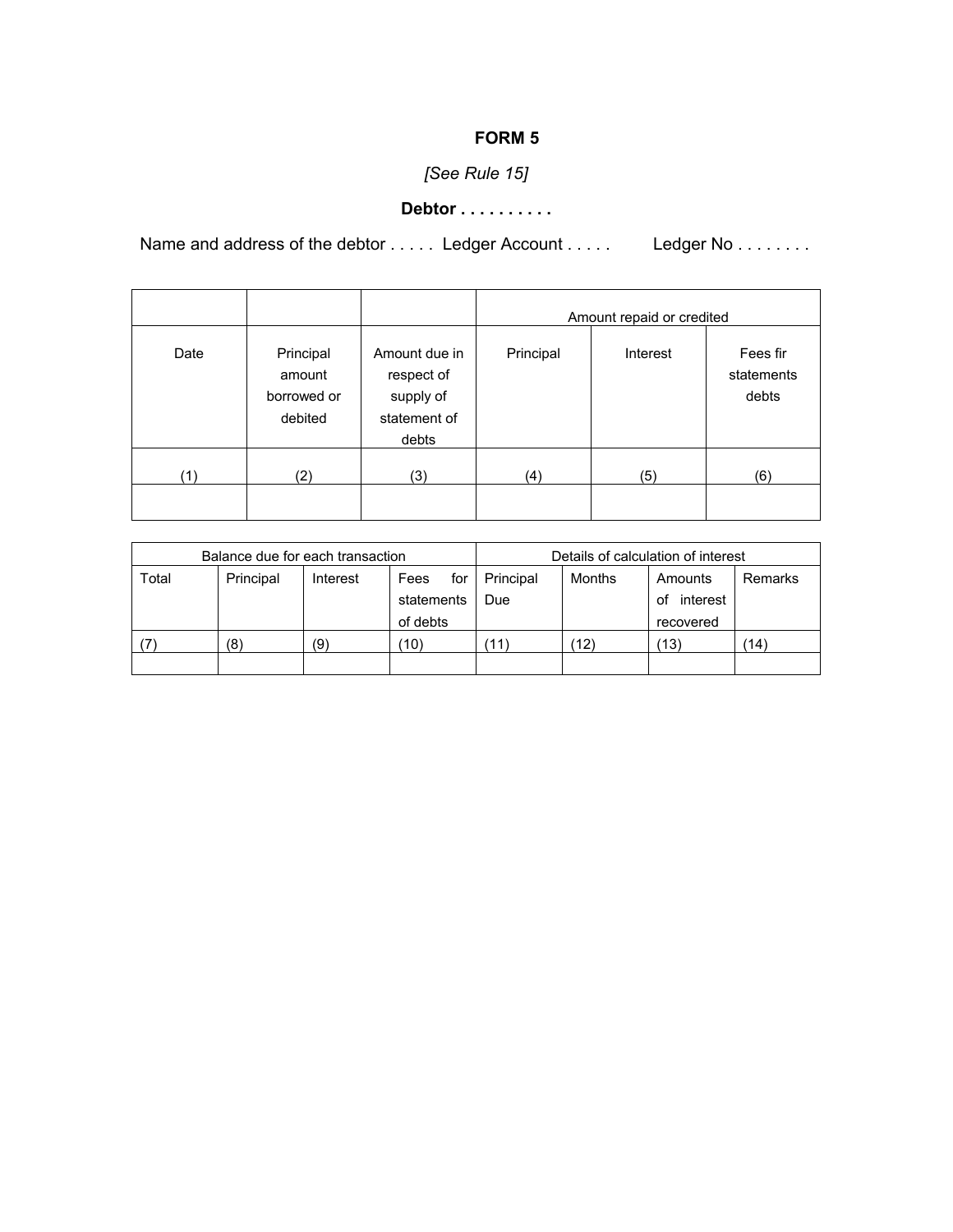# FORM 5

*[See Rule 15]*

**Debtor . . . . . . . . . .**

Name and address of the debtor . . . . . Ledger Account . . . . . Ledger No . . . . . . . .

| | | | Amount repaid or credited | | |
|---|---|---|---|---|---|
| Date | Principal amount borrowed or debited | Amount due in respect of supply of statement of debts | Principal | Interest | Fees fir statements debts |
| (1) | (2) | (3) | (4) | (5) | (6) |
| | | | | | |

| Balance due for each transaction | | | | Details of calculation of interest | | | |
|---|---|---|---|---|---|---|---|
| Total | Principal | Interest | Fees for statements of debts | Principal Due | Months | Amounts of interest recovered | Remarks |
| (7) | (8) | (9) | (10) | (11) | (12) | (13) | (14) |
| | | | | | | | |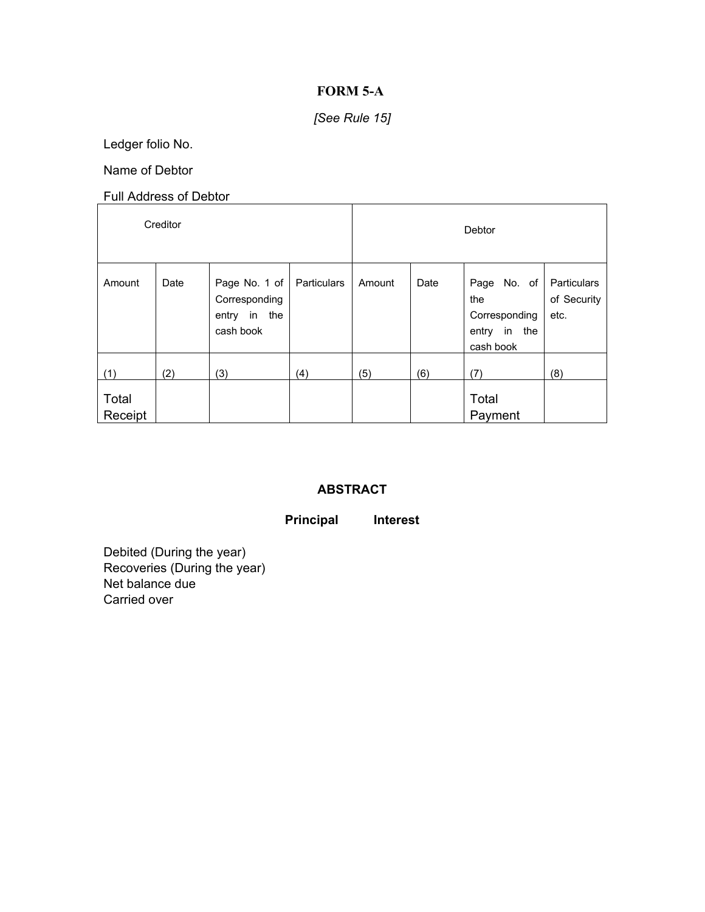# FORM 5-A

*[See Rule 15]*

Ledger folio No.

Name of Debtor

Full Address of Debtor

| Creditor | | | | Debtor | | | |
|---|---|---|---|---|---|---|---|
| Amount | Date | Page No. 1 of Corresponding entry in the cash book | Particulars | Amount | Date | Page No. of the Corresponding entry in the cash book | Particulars of Security etc. |
| (1) | (2) | (3) | (4) | (5) | (6) | (7) | (8) |
| Total Receipt | | | | | | Total Payment | |

## ABSTRACT

| | **Principal** | **Interest** |
|---|---|---|
| Debited (During the year) | | |
| Recoveries (During the year) | | |
| Net balance due | | |
| Carried over | | |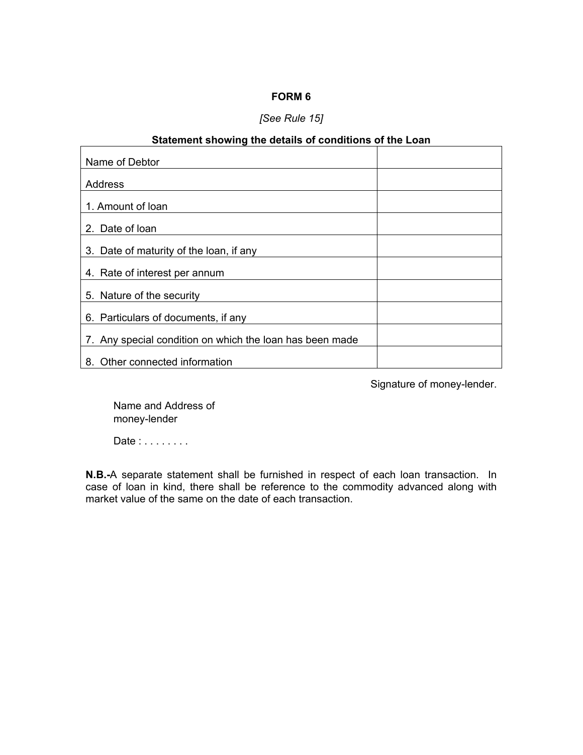**FORM 6**

*[See Rule 15]*

**Statement showing the details of conditions of the Loan**

| | |
|---|---|
| Name of Debtor | |
| Address | |
| 1. Amount of loan | |
| 2. Date of loan | |
| 3. Date of maturity of the loan, if any | |
| 4. Rate of interest per annum | |
| 5. Nature of the security | |
| 6. Particulars of documents, if any | |
| 7. Any special condition on which the loan has been made | |
| 8. Other connected information | |

Signature of money-lender.

Name and Address of
money-lender

Date : . . . . . . . .

**N.B.-**A separate statement shall be furnished in respect of each loan transaction. In case of loan in kind, there shall be reference to the commodity advanced along with market value of the same on the date of each transaction.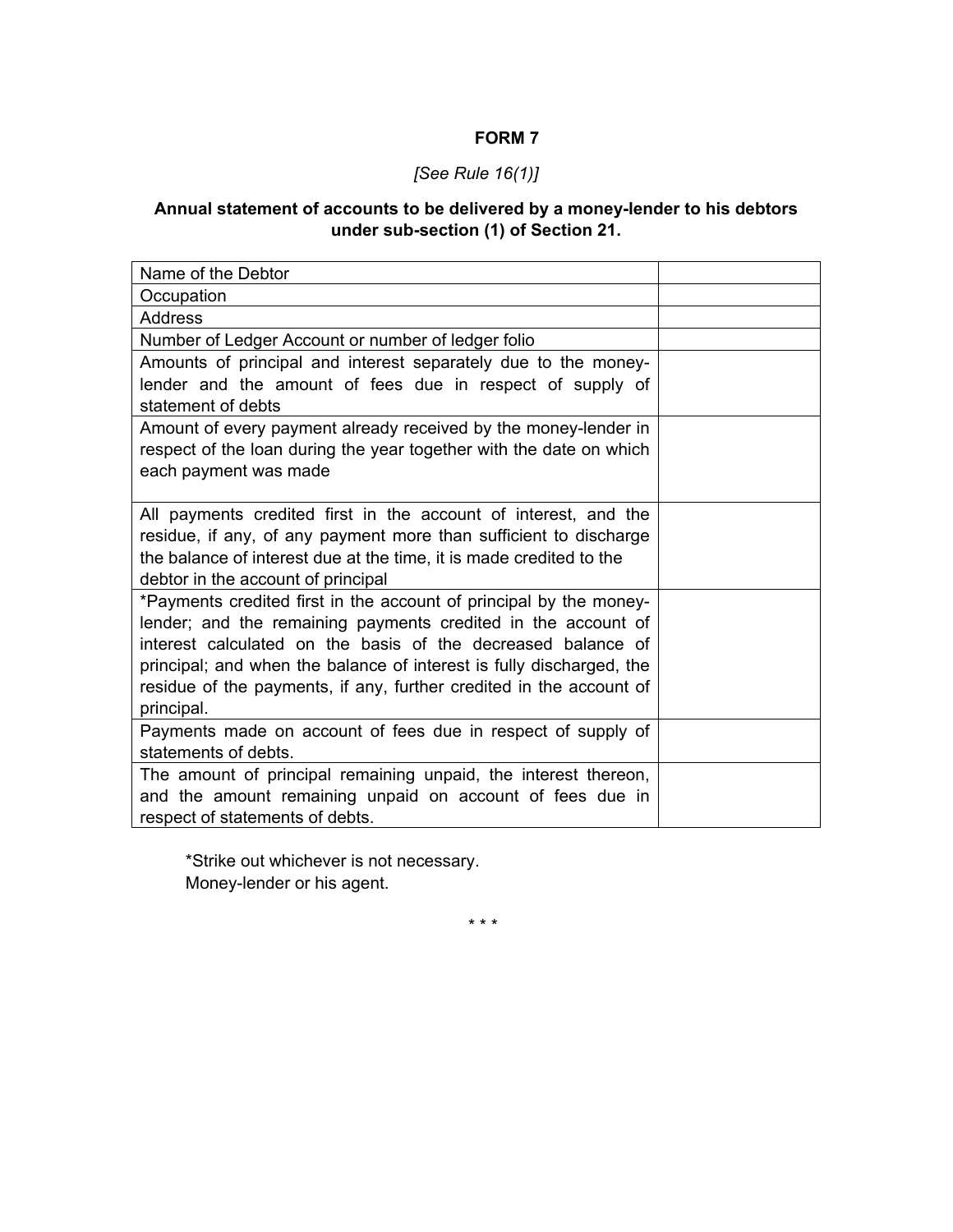## FORM 7

*[See Rule 16(1)]*

**Annual statement of accounts to be delivered by a money-lender to his debtors under sub-section (1) of Section 21.**

| | |
|---|---|
| Name of the Debtor | |
| Occupation | |
| Address | |
| Number of Ledger Account or number of ledger folio | |
| Amounts of principal and interest separately due to the money-lender and the amount of fees due in respect of supply of statement of debts | |
| Amount of every payment already received by the money-lender in respect of the loan during the year together with the date on which each payment was made | |
| All payments credited first in the account of interest, and the residue, if any, of any payment more than sufficient to discharge the balance of interest due at the time, it is made credited to the debtor in the account of principal | |
| *Payments credited first in the account of principal by the money-lender; and the remaining payments credited in the account of interest calculated on the basis of the decreased balance of principal; and when the balance of interest is fully discharged, the residue of the payments, if any, further credited in the account of principal. | |
| Payments made on account of fees due in respect of supply of statements of debts. | |
| The amount of principal remaining unpaid, the interest thereon, and the amount remaining unpaid on account of fees due in respect of statements of debts. | |

*Strike out whichever is not necessary.

Money-lender or his agent.

\* \* \*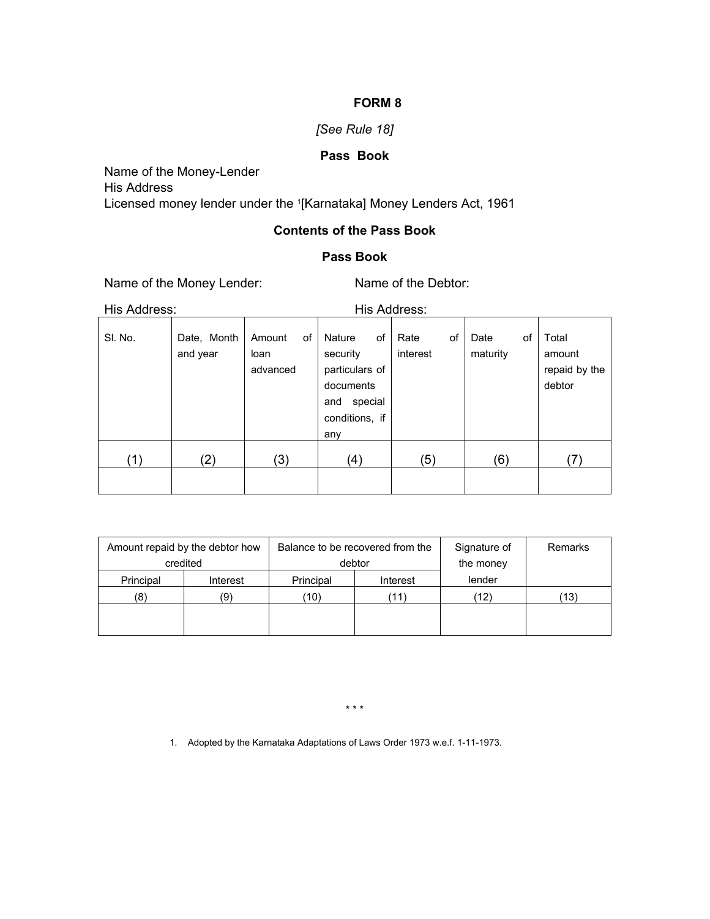## FORM 8

*[See Rule 18]*

### Pass Book

Name of the Money-Lender
His Address
Licensed money lender under the [1][Karnataka] Money Lenders Act, 1961

### Contents of the Pass Book

### Pass Book

Name of the Money Lender: Name of the Debtor:

His Address: His Address:

| Sl. No. | Date, Month and year | Amount of loan advanced | Nature of security particulars of documents and special conditions, if any | Rate of interest | Date of maturity | Total amount repaid by the debtor |
|---|---|---|---|---|---|---|
| (1) | (2) | (3) | (4) | (5) | (6) | (7) |
| | | | | | | |

| Amount repaid by the debtor how credited | | Balance to be recovered from the debtor | | Signature of the money lender | Remarks |
|---|---|---|---|---|---|
| Principal | Interest | Principal | Interest | | |
| (8) | (9) | (10) | (11) | (12) | (13) |
| | | | | | |

\* \* \*

1. Adopted by the Karnataka Adaptations of Laws Order 1973 w.e.f. 1-11-1973.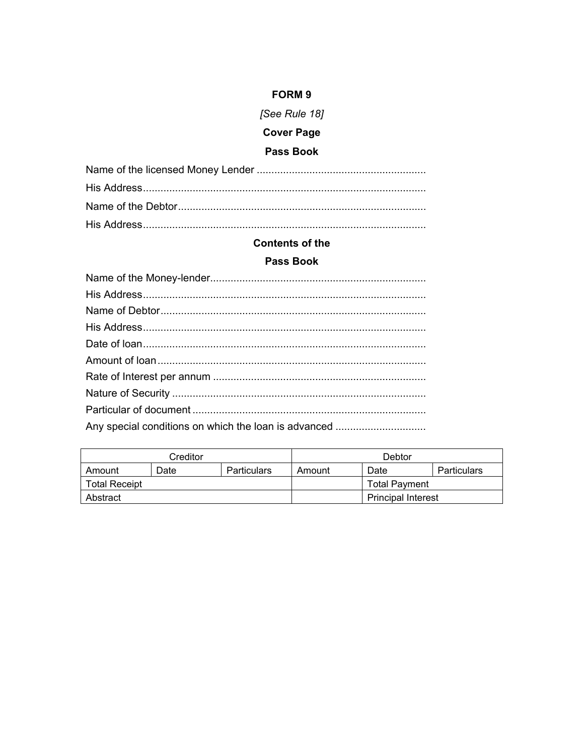**FORM 9**

*[See Rule 18]*

**Cover Page**

**Pass Book**

Name of the licensed Money Lender ..........................................................

His Address.................................................................................................

Name of the Debtor.....................................................................................

His Address.................................................................................................

**Contents of the**

**Pass Book**

Name of the Money-lender..........................................................................

His Address.................................................................................................

Name of Debtor...........................................................................................

His Address.................................................................................................

Date of loan.................................................................................................

Amount of loan............................................................................................

Rate of Interest per annum .........................................................................

Nature of Security .......................................................................................

Particular of document ................................................................................

Any special conditions on which the loan is advanced ...............................

| Creditor | | | Debtor | | |
|---|---|---|---|---|---|
| Amount | Date | Particulars | Amount | Date | Particulars |
| Total Receipt | | | | Total Payment | |
| Abstract | | | | Principal Interest | |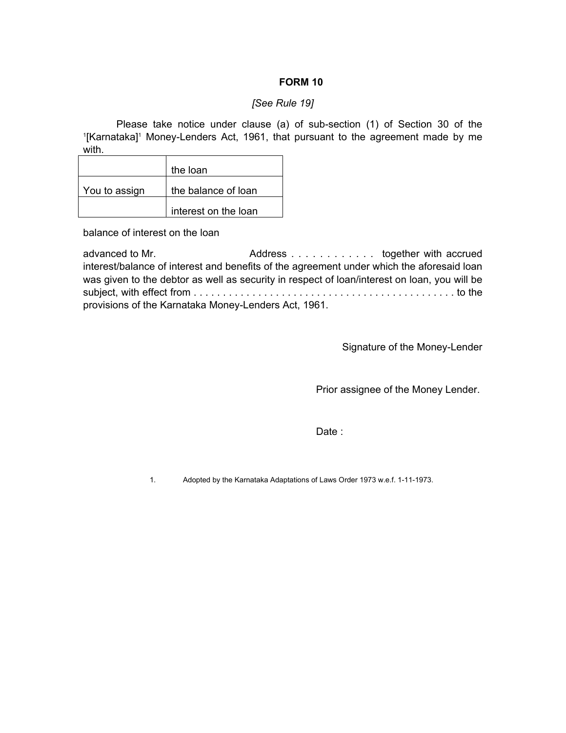**FORM 10**

*[See Rule 19]*

Please take notice under clause (a) of sub-section (1) of Section 30 of the [1][Karnataka][1] Money-Lenders Act, 1961, that pursuant to the agreement made by me with.

| | |
|---|---|
| | the loan |
| You to assign | the balance of loan |
| | interest on the loan |

balance of interest on the loan

advanced to Mr. Address . . . . . . . . . . . . together with accrued interest/balance of interest and benefits of the agreement under which the aforesaid loan was given to the debtor as well as security in respect of loan/interest on loan, you will be subject, with effect from . . . . . . . . . . . . . . . . . . . . . . . . . . . . . . . . . . . . . . . . . . . . to the provisions of the Karnataka Money-Lenders Act, 1961.

Signature of the Money-Lender

Prior assignee of the Money Lender.

Date :

1. Adopted by the Karnataka Adaptations of Laws Order 1973 w.e.f. 1-11-1973.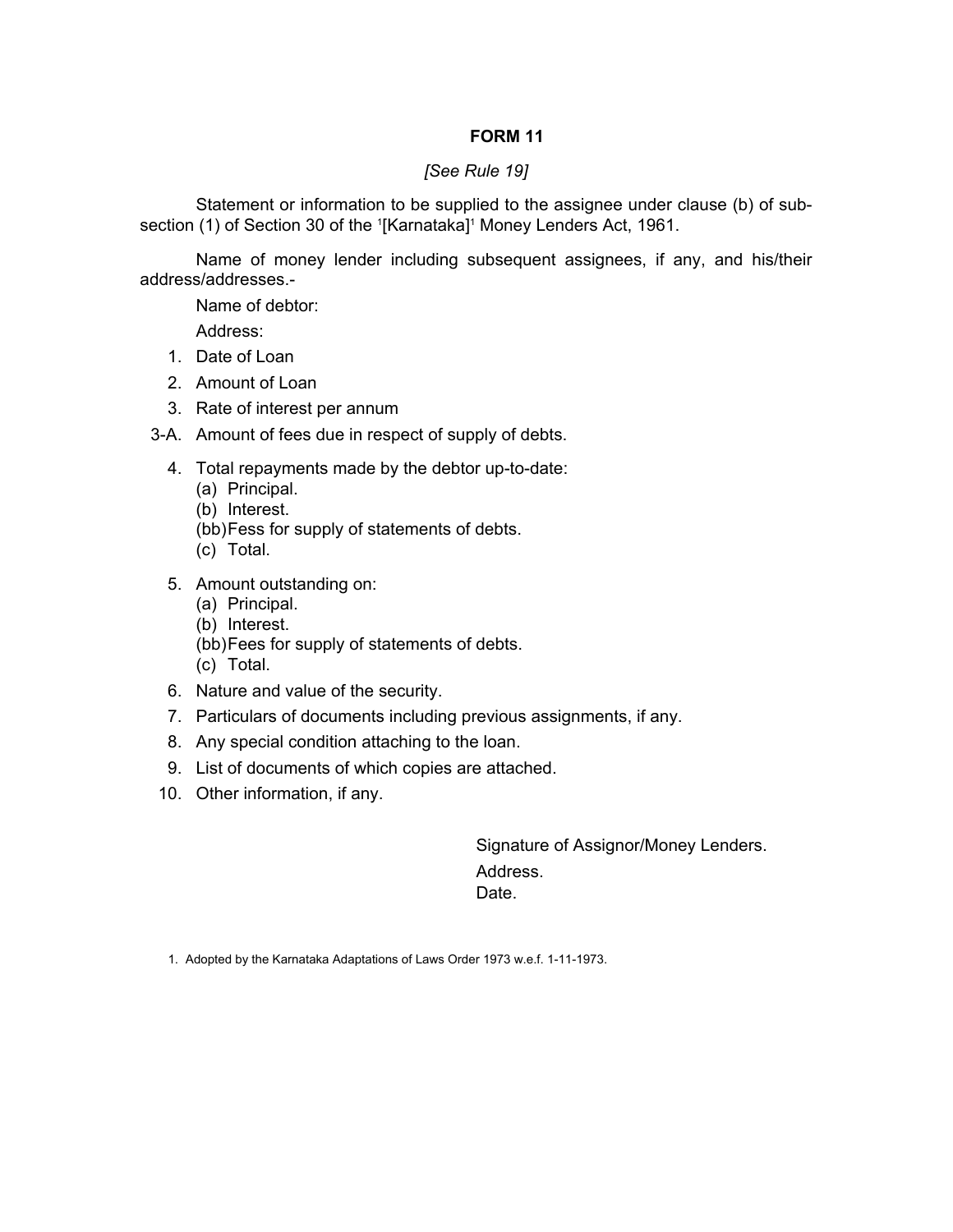## FORM 11

*[See Rule 19]*

Statement or information to be supplied to the assignee under clause (b) of sub-section (1) of Section 30 of the [1][Karnataka][1] Money Lenders Act, 1961.

Name of money lender including subsequent assignees, if any, and his/their address/addresses.-

Name of debtor:

Address:

1. Date of Loan
2. Amount of Loan
3. Rate of interest per annum

3-A. Amount of fees due in respect of supply of debts.

4. Total repayments made by the debtor up-to-date:
   (a) Principal.
   (b) Interest.
   (bb) Fess for supply of statements of debts.
   (c) Total.
5. Amount outstanding on:
   (a) Principal.
   (b) Interest.
   (bb) Fees for supply of statements of debts.
   (c) Total.
6. Nature and value of the security.
7. Particulars of documents including previous assignments, if any.
8. Any special condition attaching to the loan.
9. List of documents of which copies are attached.
10. Other information, if any.

Signature of Assignor/Money Lenders.

Address.

Date.

1. Adopted by the Karnataka Adaptations of Laws Order 1973 w.e.f. 1-11-1973.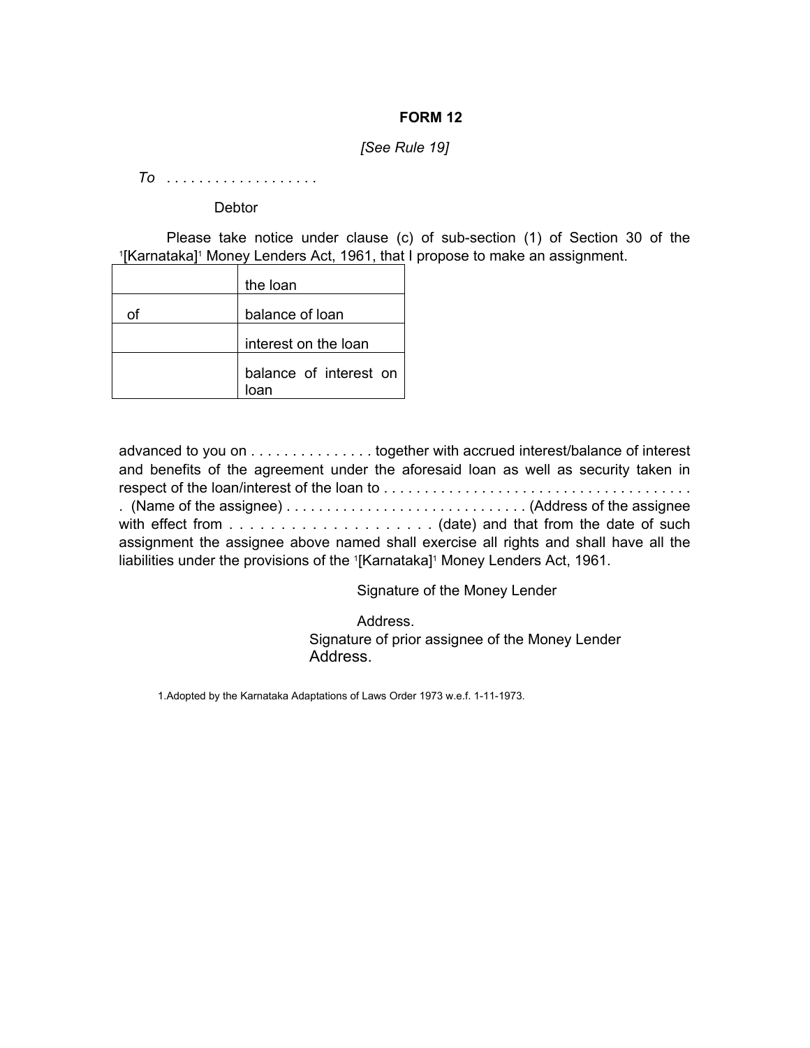**FORM 12**

*[See Rule 19]*

*To* . . . . . . . . . . . . . . . . . . .

Debtor

Please take notice under clause (c) of sub-section (1) of Section 30 of the [1][Karnataka][1] Money Lenders Act, 1961, that I propose to make an assignment.

| | |
|---|---|
| | the loan |
| of | balance of loan |
| | interest on the loan |
| | balance of interest on loan |

advanced to you on . . . . . . . . . . . . . . . together with accrued interest/balance of interest and benefits of the agreement under the aforesaid loan as well as security taken in respect of the loan/interest of the loan to . . . . . . . . . . . . . . . . . . . . . . . . . . . . . . . . . . . . . . . (Name of the assignee) . . . . . . . . . . . . . . . . . . . . . . . . . . . . . (Address of the assignee with effect from . . . . . . . . . . . . . . . . . . . . (date) and that from the date of such assignment the assignee above named shall exercise all rights and shall have all the liabilities under the provisions of the [1][Karnataka][1] Money Lenders Act, 1961.

Signature of the Money Lender

Address.

Signature of prior assignee of the Money Lender

Address.

1.Adopted by the Karnataka Adaptations of Laws Order 1973 w.e.f. 1-11-1973.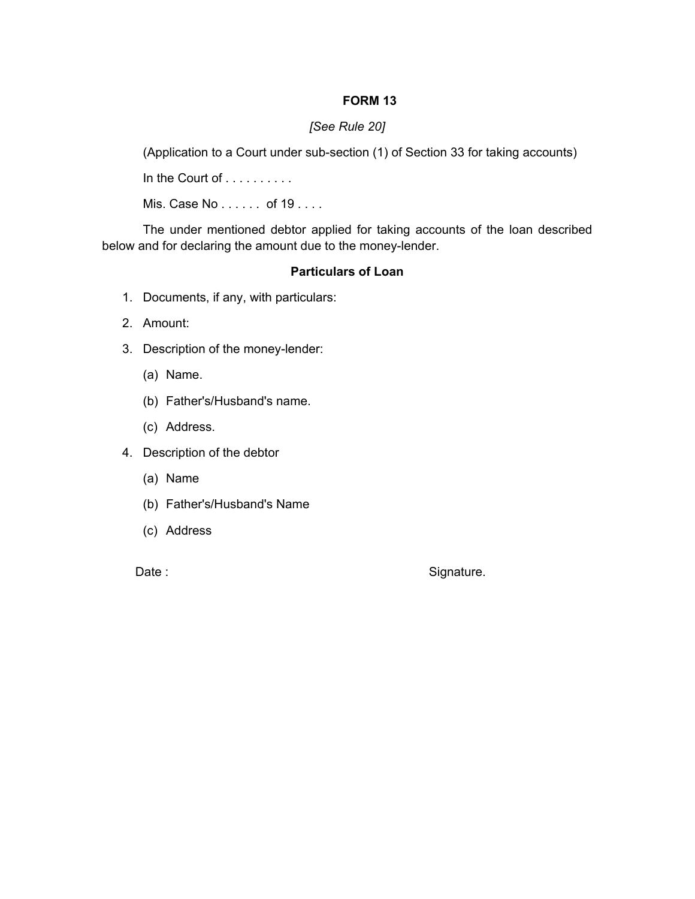## FORM 13

*[See Rule 20]*

(Application to a Court under sub-section (1) of Section 33 for taking accounts)

In the Court of . . . . . . . . . .

Mis. Case No . . . . . .  of 19 . . . .

The under mentioned debtor applied for taking accounts of the loan described below and for declaring the amount due to the money-lender.

**Particulars of Loan**

1. Documents, if any, with particulars:
2. Amount:
3. Description of the money-lender:
   (a) Name.
   (b) Father's/Husband's name.
   (c) Address.
4. Description of the debtor
   (a) Name
   (b) Father's/Husband's Name
   (c) Address

Date :                                                                                     Signature.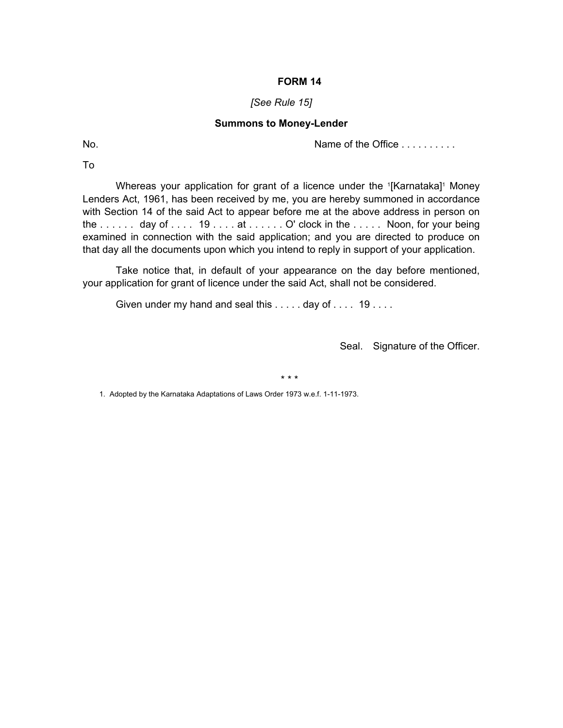# FORM 14

*[See Rule 15]*

**Summons to Money-Lender**

No. Name of the Office . . . . . . . . . .

To

Whereas your application for grant of a licence under the [1][Karnataka][1] Money Lenders Act, 1961, has been received by me, you are hereby summoned in accordance with Section 14 of the said Act to appear before me at the above address in person on the . . . . . . day of . . . . 19 . . . . at . . . . . . O' clock in the . . . . . Noon, for your being examined in connection with the said application; and you are directed to produce on that day all the documents upon which you intend to reply in support of your application.

Take notice that, in default of your appearance on the day before mentioned, your application for grant of licence under the said Act, shall not be considered.

Given under my hand and seal this . . . . . day of . . . . 19 . . . .

Seal. Signature of the Officer.

* * *

1. Adopted by the Karnataka Adaptations of Laws Order 1973 w.e.f. 1-11-1973.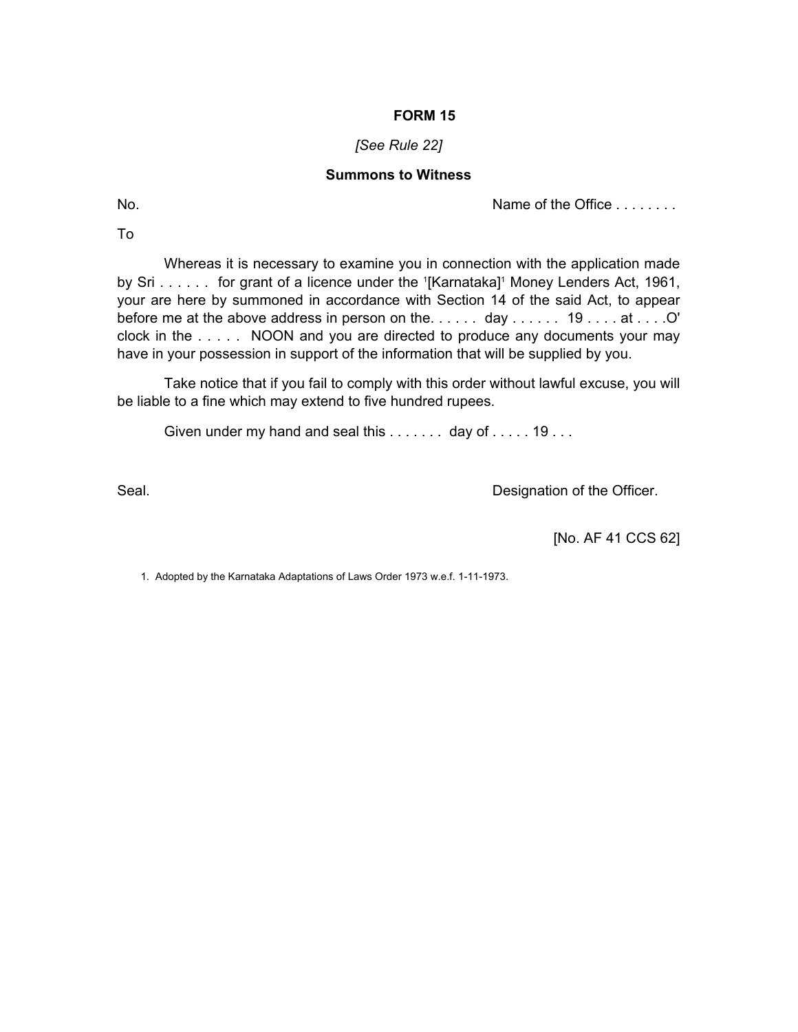**FORM 15**

*[See Rule 22]*

**Summons to Witness**

No. Name of the Office . . . . . . . .

To

Whereas it is necessary to examine you in connection with the application made by Sri . . . . . . for grant of a licence under the [1][Karnataka][1] Money Lenders Act, 1961, your are here by summoned in accordance with Section 14 of the said Act, to appear before me at the above address in person on the. . . . . . day . . . . . . 19 . . . . at . . . .O' clock in the . . . . . NOON and you are directed to produce any documents your may have in your possession in support of the information that will be supplied by you.

Take notice that if you fail to comply with this order without lawful excuse, you will be liable to a fine which may extend to five hundred rupees.

Given under my hand and seal this . . . . . . . day of . . . . . 19 . . .

Seal. Designation of the Officer.

[No. AF 41 CCS 62]

1. Adopted by the Karnataka Adaptations of Laws Order 1973 w.e.f. 1-11-1973.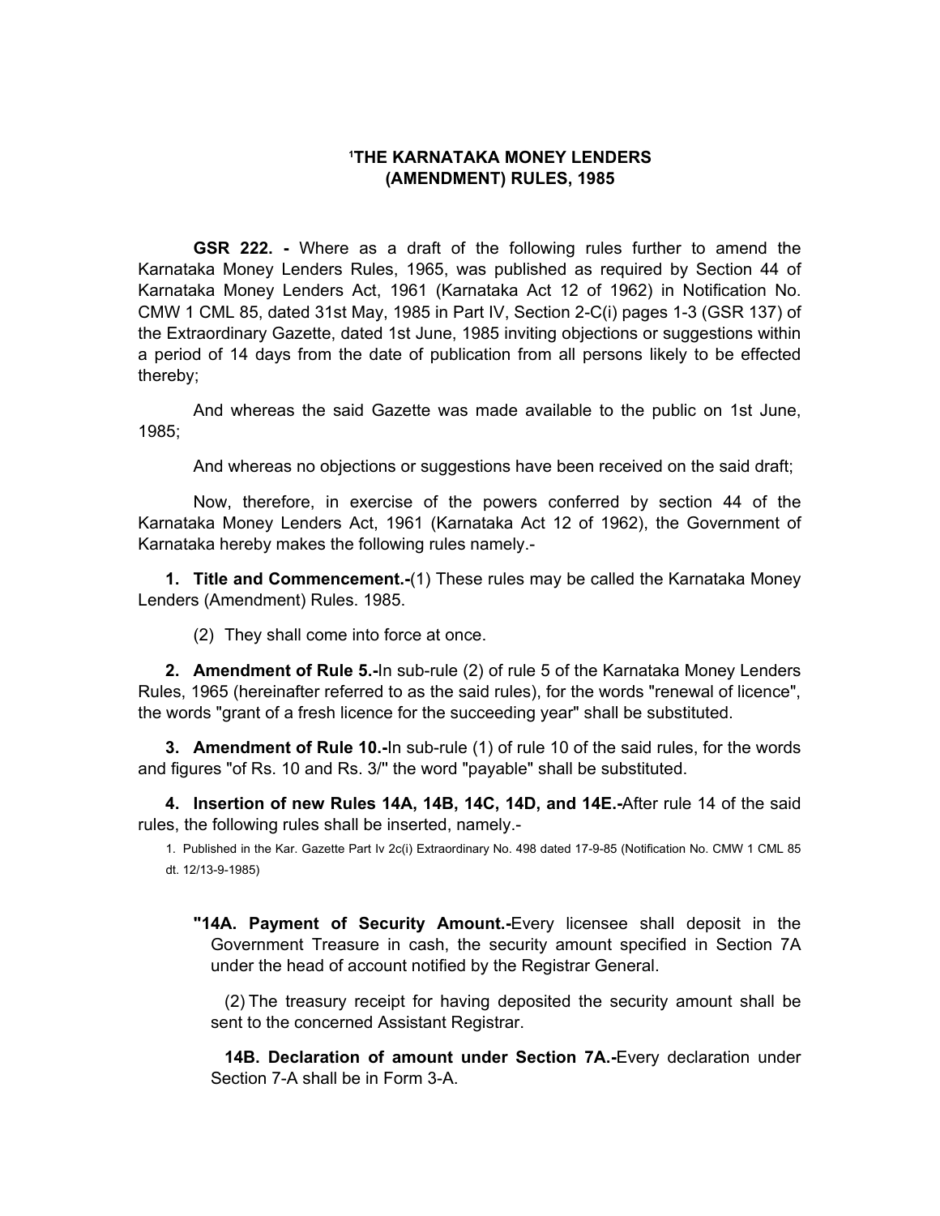# [1]THE KARNATAKA MONEY LENDERS (AMENDMENT) RULES, 1985

**GSR 222. -** Where as a draft of the following rules further to amend the Karnataka Money Lenders Rules, 1965, was published as required by Section 44 of Karnataka Money Lenders Act, 1961 (Karnataka Act 12 of 1962) in Notification No. CMW 1 CML 85, dated 31st May, 1985 in Part IV, Section 2-C(i) pages 1-3 (GSR 137) of the Extraordinary Gazette, dated 1st June, 1985 inviting objections or suggestions within a period of 14 days from the date of publication from all persons likely to be effected thereby;

And whereas the said Gazette was made available to the public on 1st June, 1985;

And whereas no objections or suggestions have been received on the said draft;

Now, therefore, in exercise of the powers conferred by section 44 of the Karnataka Money Lenders Act, 1961 (Karnataka Act 12 of 1962), the Government of Karnataka hereby makes the following rules namely.-

**1. Title and Commencement.-**(1) These rules may be called the Karnataka Money Lenders (Amendment) Rules. 1985.

(2) They shall come into force at once.

**2. Amendment of Rule 5.-**In sub-rule (2) of rule 5 of the Karnataka Money Lenders Rules, 1965 (hereinafter referred to as the said rules), for the words "renewal of licence", the words "grant of a fresh licence for the succeeding year" shall be substituted.

**3. Amendment of Rule 10.-**In sub-rule (1) of rule 10 of the said rules, for the words and figures "of Rs. 10 and Rs. 3/" the word "payable" shall be substituted.

**4. Insertion of new Rules 14A, 14B, 14C, 14D, and 14E.-**After rule 14 of the said rules, the following rules shall be inserted, namely.-

1. Published in the Kar. Gazette Part Iv 2c(i) Extraordinary No. 498 dated 17-9-85 (Notification No. CMW 1 CML 85 dt. 12/13-9-1985)

**"14A. Payment of Security Amount.-**Every licensee shall deposit in the Government Treasure in cash, the security amount specified in Section 7A under the head of account notified by the Registrar General.

(2) The treasury receipt for having deposited the security amount shall be sent to the concerned Assistant Registrar.

**14B. Declaration of amount under Section 7A.-**Every declaration under Section 7-A shall be in Form 3-A.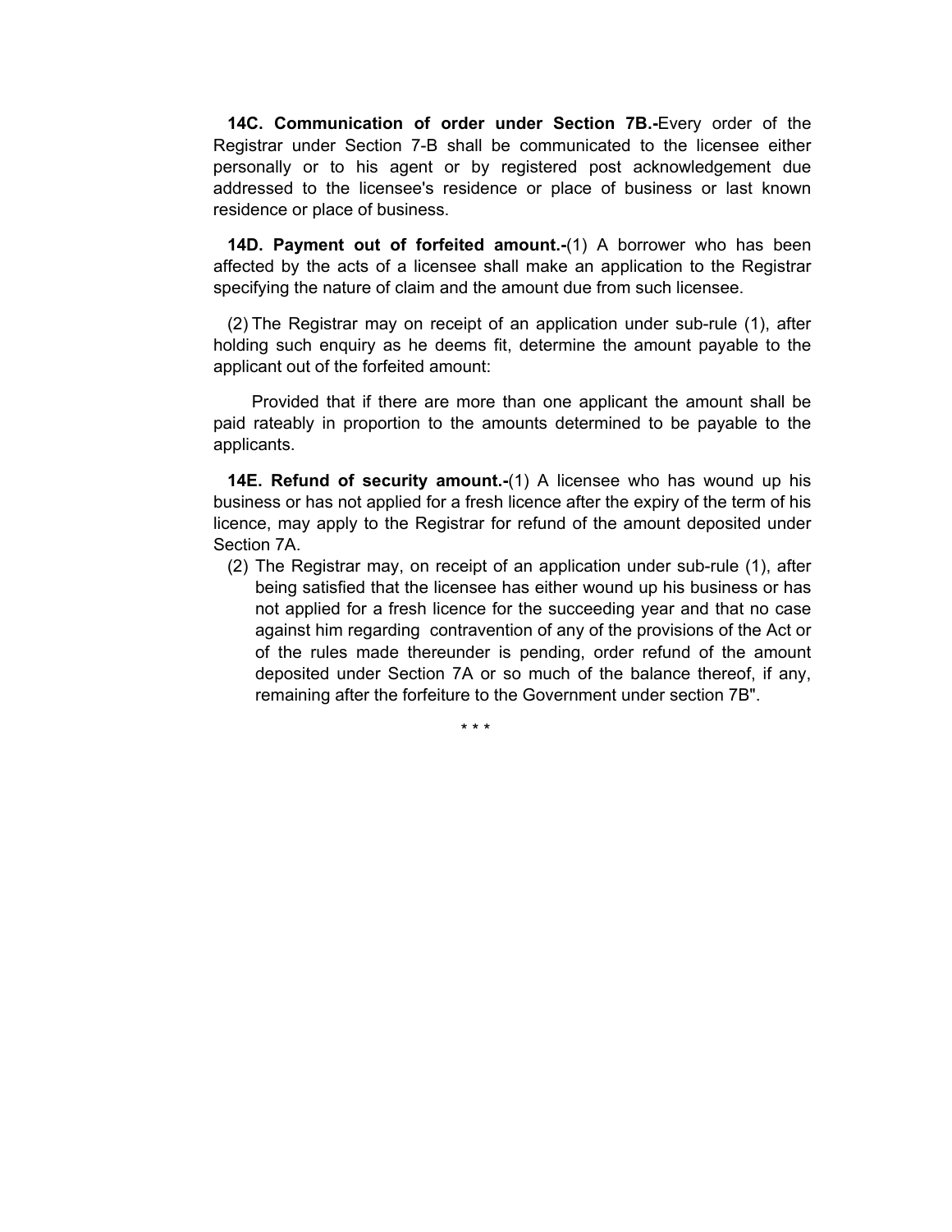**14C. Communication of order under Section 7B.-**Every order of the Registrar under Section 7-B shall be communicated to the licensee either personally or to his agent or by registered post acknowledgement due addressed to the licensee's residence or place of business or last known residence or place of business.

**14D. Payment out of forfeited amount.-**(1) A borrower who has been affected by the acts of a licensee shall make an application to the Registrar specifying the nature of claim and the amount due from such licensee.

(2) The Registrar may on receipt of an application under sub-rule (1), after holding such enquiry as he deems fit, determine the amount payable to the applicant out of the forfeited amount:

Provided that if there are more than one applicant the amount shall be paid rateably in proportion to the amounts determined to be payable to the applicants.

**14E. Refund of security amount.-**(1) A licensee who has wound up his business or has not applied for a fresh licence after the expiry of the term of his licence, may apply to the Registrar for refund of the amount deposited under Section 7A.

(2) The Registrar may, on receipt of an application under sub-rule (1), after being satisfied that the licensee has either wound up his business or has not applied for a fresh licence for the succeeding year and that no case against him regarding contravention of any of the provisions of the Act or of the rules made thereunder is pending, order refund of the amount deposited under Section 7A or so much of the balance thereof, if any, remaining after the forfeiture to the Government under section 7B".

\* \* \*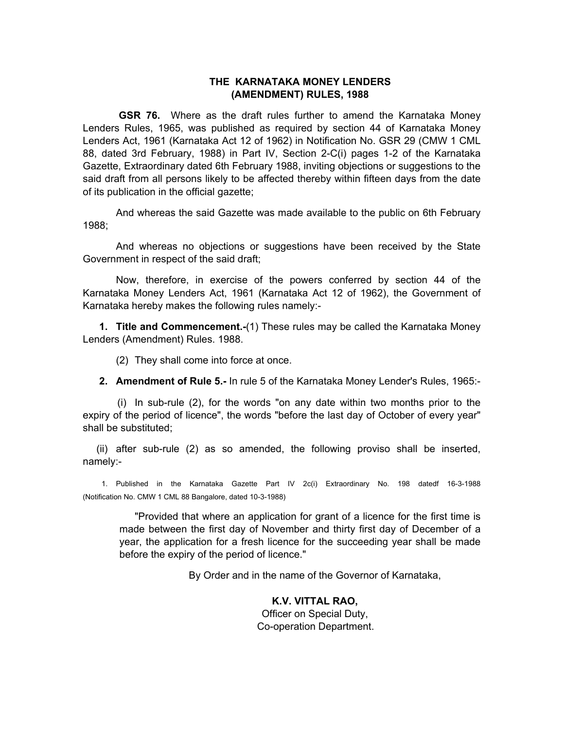# THE KARNATAKA MONEY LENDERS (AMENDMENT) RULES, 1988

**GSR 76.** Where as the draft rules further to amend the Karnataka Money Lenders Rules, 1965, was published as required by section 44 of Karnataka Money Lenders Act, 1961 (Karnataka Act 12 of 1962) in Notification No. GSR 29 (CMW 1 CML 88, dated 3rd February, 1988) in Part IV, Section 2-C(i) pages 1-2 of the Karnataka Gazette, Extraordinary dated 6th February 1988, inviting objections or suggestions to the said draft from all persons likely to be affected thereby within fifteen days from the date of its publication in the official gazette;

And whereas the said Gazette was made available to the public on 6th February 1988;

And whereas no objections or suggestions have been received by the State Government in respect of the said draft;

Now, therefore, in exercise of the powers conferred by section 44 of the Karnataka Money Lenders Act, 1961 (Karnataka Act 12 of 1962), the Government of Karnataka hereby makes the following rules namely:-

**1. Title and Commencement.-**(1) These rules may be called the Karnataka Money Lenders (Amendment) Rules. 1988.

(2) They shall come into force at once.

**2. Amendment of Rule 5.-** In rule 5 of the Karnataka Money Lender's Rules, 1965:-

(i) In sub-rule (2), for the words "on any date within two months prior to the expiry of the period of licence", the words "before the last day of October of every year" shall be substituted;

(ii) after sub-rule (2) as so amended, the following proviso shall be inserted, namely:-

1. Published in the Karnataka Gazette Part IV 2c(i) Extraordinary No. 198 datedf 16-3-1988 (Notification No. CMW 1 CML 88 Bangalore, dated 10-3-1988)

> "Provided that where an application for grant of a licence for the first time is made between the first day of November and thirty first day of December of a year, the application for a fresh licence for the succeeding year shall be made before the expiry of the period of licence."

By Order and in the name of the Governor of Karnataka,

**K.V. VITTAL RAO,**
Officer on Special Duty,
Co-operation Department.